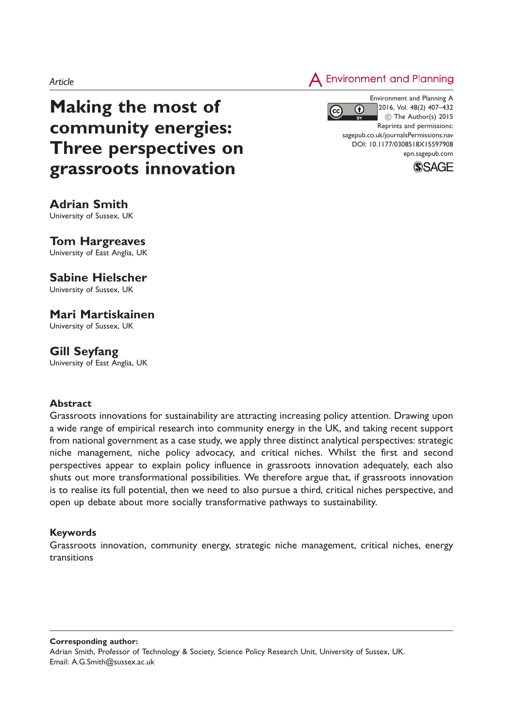Article

# Making the most of community energies: Three perspectives on grassroots innovation

Environment and Planning A
2016, Vol. 48(2) 407–432
© The Author(s) 2015
Reprints and permissions:
sagepub.co.uk/journalsPermissions.nav
DOI: 10.1177/0308518X15597908
epn.sagepub.com

**Adrian Smith**
University of Sussex, UK

**Tom Hargreaves**
University of East Anglia, UK

**Sabine Hielscher**
University of Sussex, UK

**Mari Martiskainen**
University of Sussex, UK

**Gill Seyfang**
University of East Anglia, UK

## Abstract

Grassroots innovations for sustainability are attracting increasing policy attention. Drawing upon a wide range of empirical research into community energy in the UK, and taking recent support from national government as a case study, we apply three distinct analytical perspectives: strategic niche management, niche policy advocacy, and critical niches. Whilst the first and second perspectives appear to explain policy influence in grassroots innovation adequately, each also shuts out more transformational possibilities. We therefore argue that, if grassroots innovation is to realise its full potential, then we need to also pursue a third, critical niches perspective, and open up debate about more socially transformative pathways to sustainability.

## Keywords

Grassroots innovation, community energy, strategic niche management, critical niches, energy transitions

---

**Corresponding author:**
Adrian Smith, Professor of Technology & Society, Science Policy Research Unit, University of Sussex, UK.
Email: A.G.Smith@sussex.ac.uk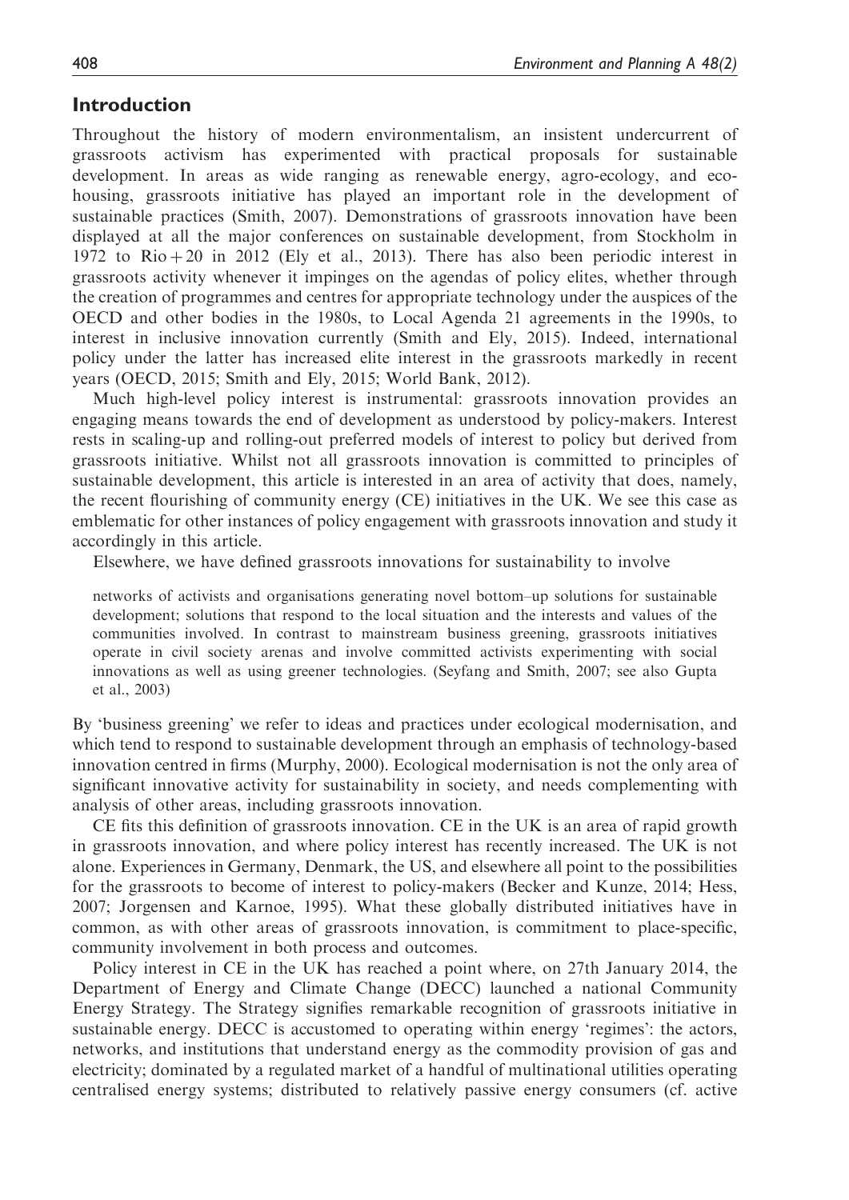## Introduction

Throughout the history of modern environmentalism, an insistent undercurrent of grassroots activism has experimented with practical proposals for sustainable development. In areas as wide ranging as renewable energy, agro-ecology, and eco-housing, grassroots initiative has played an important role in the development of sustainable practices (Smith, 2007). Demonstrations of grassroots innovation have been displayed at all the major conferences on sustainable development, from Stockholm in 1972 to Rio + 20 in 2012 (Ely et al., 2013). There has also been periodic interest in grassroots activity whenever it impinges on the agendas of policy elites, whether through the creation of programmes and centres for appropriate technology under the auspices of the OECD and other bodies in the 1980s, to Local Agenda 21 agreements in the 1990s, to interest in inclusive innovation currently (Smith and Ely, 2015). Indeed, international policy under the latter has increased elite interest in the grassroots markedly in recent years (OECD, 2015; Smith and Ely, 2015; World Bank, 2012).

Much high-level policy interest is instrumental: grassroots innovation provides an engaging means towards the end of development as understood by policy-makers. Interest rests in scaling-up and rolling-out preferred models of interest to policy but derived from grassroots initiative. Whilst not all grassroots innovation is committed to principles of sustainable development, this article is interested in an area of activity that does, namely, the recent flourishing of community energy (CE) initiatives in the UK. We see this case as emblematic for other instances of policy engagement with grassroots innovation and study it accordingly in this article.

Elsewhere, we have defined grassroots innovations for sustainability to involve

> networks of activists and organisations generating novel bottom–up solutions for sustainable development; solutions that respond to the local situation and the interests and values of the communities involved. In contrast to mainstream business greening, grassroots initiatives operate in civil society arenas and involve committed activists experimenting with social innovations as well as using greener technologies. (Seyfang and Smith, 2007; see also Gupta et al., 2003)

By 'business greening' we refer to ideas and practices under ecological modernisation, and which tend to respond to sustainable development through an emphasis of technology-based innovation centred in firms (Murphy, 2000). Ecological modernisation is not the only area of significant innovative activity for sustainability in society, and needs complementing with analysis of other areas, including grassroots innovation.

CE fits this definition of grassroots innovation. CE in the UK is an area of rapid growth in grassroots innovation, and where policy interest has recently increased. The UK is not alone. Experiences in Germany, Denmark, the US, and elsewhere all point to the possibilities for the grassroots to become of interest to policy-makers (Becker and Kunze, 2014; Hess, 2007; Jorgensen and Karnoe, 1995). What these globally distributed initiatives have in common, as with other areas of grassroots innovation, is commitment to place-specific, community involvement in both process and outcomes.

Policy interest in CE in the UK has reached a point where, on 27th January 2014, the Department of Energy and Climate Change (DECC) launched a national Community Energy Strategy. The Strategy signifies remarkable recognition of grassroots initiative in sustainable energy. DECC is accustomed to operating within energy 'regimes': the actors, networks, and institutions that understand energy as the commodity provision of gas and electricity; dominated by a regulated market of a handful of multinational utilities operating centralised energy systems; distributed to relatively passive energy consumers (cf. active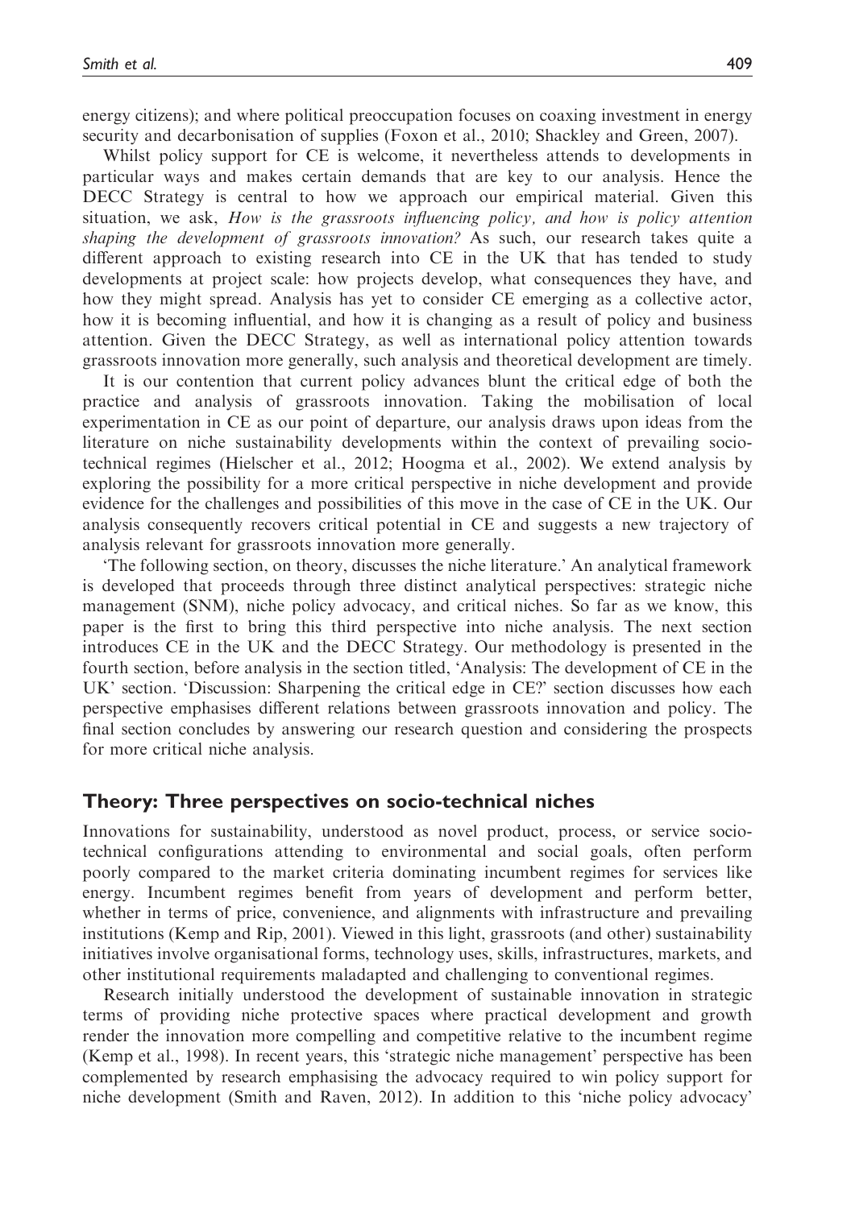energy citizens); and where political preoccupation focuses on coaxing investment in energy security and decarbonisation of supplies (Foxon et al., 2010; Shackley and Green, 2007).

Whilst policy support for CE is welcome, it nevertheless attends to developments in particular ways and makes certain demands that are key to our analysis. Hence the DECC Strategy is central to how we approach our empirical material. Given this situation, we ask, *How is the grassroots influencing policy, and how is policy attention shaping the development of grassroots innovation?* As such, our research takes quite a different approach to existing research into CE in the UK that has tended to study developments at project scale: how projects develop, what consequences they have, and how they might spread. Analysis has yet to consider CE emerging as a collective actor, how it is becoming influential, and how it is changing as a result of policy and business attention. Given the DECC Strategy, as well as international policy attention towards grassroots innovation more generally, such analysis and theoretical development are timely.

It is our contention that current policy advances blunt the critical edge of both the practice and analysis of grassroots innovation. Taking the mobilisation of local experimentation in CE as our point of departure, our analysis draws upon ideas from the literature on niche sustainability developments within the context of prevailing socio-technical regimes (Hielscher et al., 2012; Hoogma et al., 2002). We extend analysis by exploring the possibility for a more critical perspective in niche development and provide evidence for the challenges and possibilities of this move in the case of CE in the UK. Our analysis consequently recovers critical potential in CE and suggests a new trajectory of analysis relevant for grassroots innovation more generally.

'The following section, on theory, discusses the niche literature.' An analytical framework is developed that proceeds through three distinct analytical perspectives: strategic niche management (SNM), niche policy advocacy, and critical niches. So far as we know, this paper is the first to bring this third perspective into niche analysis. The next section introduces CE in the UK and the DECC Strategy. Our methodology is presented in the fourth section, before analysis in the section titled, 'Analysis: The development of CE in the UK' section. 'Discussion: Sharpening the critical edge in CE?' section discusses how each perspective emphasises different relations between grassroots innovation and policy. The final section concludes by answering our research question and considering the prospects for more critical niche analysis.

## Theory: Three perspectives on socio-technical niches

Innovations for sustainability, understood as novel product, process, or service socio-technical configurations attending to environmental and social goals, often perform poorly compared to the market criteria dominating incumbent regimes for services like energy. Incumbent regimes benefit from years of development and perform better, whether in terms of price, convenience, and alignments with infrastructure and prevailing institutions (Kemp and Rip, 2001). Viewed in this light, grassroots (and other) sustainability initiatives involve organisational forms, technology uses, skills, infrastructures, markets, and other institutional requirements maladapted and challenging to conventional regimes.

Research initially understood the development of sustainable innovation in strategic terms of providing niche protective spaces where practical development and growth render the innovation more compelling and competitive relative to the incumbent regime (Kemp et al., 1998). In recent years, this 'strategic niche management' perspective has been complemented by research emphasising the advocacy required to win policy support for niche development (Smith and Raven, 2012). In addition to this 'niche policy advocacy'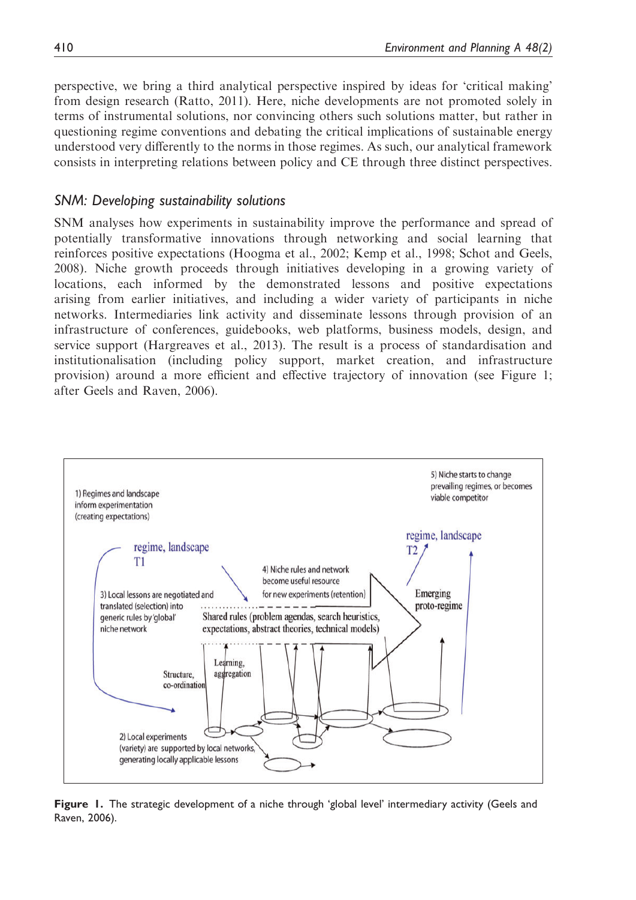perspective, we bring a third analytical perspective inspired by ideas for 'critical making' from design research (Ratto, 2011). Here, niche developments are not promoted solely in terms of instrumental solutions, nor convincing others such solutions matter, but rather in questioning regime conventions and debating the critical implications of sustainable energy understood very differently to the norms in those regimes. As such, our analytical framework consists in interpreting relations between policy and CE through three distinct perspectives.

## *SNM: Developing sustainability solutions*

SNM analyses how experiments in sustainability improve the performance and spread of potentially transformative innovations through networking and social learning that reinforces positive expectations (Hoogma et al., 2002; Kemp et al., 1998; Schot and Geels, 2008). Niche growth proceeds through initiatives developing in a growing variety of locations, each informed by the demonstrated lessons and positive expectations arising from earlier initiatives, and including a wider variety of participants in niche networks. Intermediaries link activity and disseminate lessons through provision of an infrastructure of conferences, guidebooks, web platforms, business models, design, and service support (Hargreaves et al., 2013). The result is a process of standardisation and institutionalisation (including policy support, market creation, and infrastructure provision) around a more efficient and effective trajectory of innovation (see Figure 1; after Geels and Raven, 2006).

**Figure 1.** The strategic development of a niche through 'global level' intermediary activity (Geels and Raven, 2006).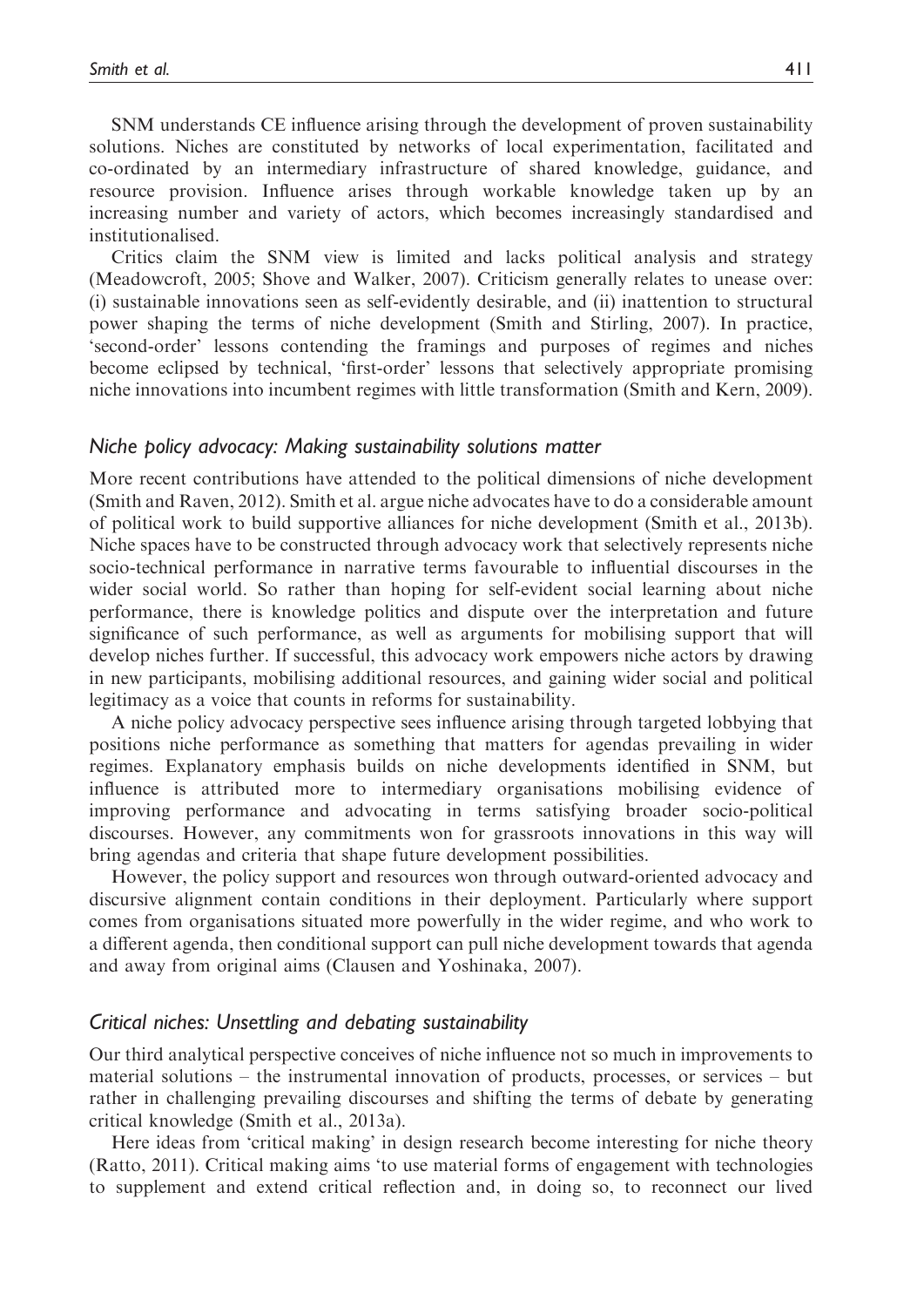SNM understands CE influence arising through the development of proven sustainability solutions. Niches are constituted by networks of local experimentation, facilitated and co-ordinated by an intermediary infrastructure of shared knowledge, guidance, and resource provision. Influence arises through workable knowledge taken up by an increasing number and variety of actors, which becomes increasingly standardised and institutionalised.

Critics claim the SNM view is limited and lacks political analysis and strategy (Meadowcroft, 2005; Shove and Walker, 2007). Criticism generally relates to unease over: (i) sustainable innovations seen as self-evidently desirable, and (ii) inattention to structural power shaping the terms of niche development (Smith and Stirling, 2007). In practice, 'second-order' lessons contending the framings and purposes of regimes and niches become eclipsed by technical, 'first-order' lessons that selectively appropriate promising niche innovations into incumbent regimes with little transformation (Smith and Kern, 2009).

### *Niche policy advocacy: Making sustainability solutions matter*

More recent contributions have attended to the political dimensions of niche development (Smith and Raven, 2012). Smith et al. argue niche advocates have to do a considerable amount of political work to build supportive alliances for niche development (Smith et al., 2013b). Niche spaces have to be constructed through advocacy work that selectively represents niche socio-technical performance in narrative terms favourable to influential discourses in the wider social world. So rather than hoping for self-evident social learning about niche performance, there is knowledge politics and dispute over the interpretation and future significance of such performance, as well as arguments for mobilising support that will develop niches further. If successful, this advocacy work empowers niche actors by drawing in new participants, mobilising additional resources, and gaining wider social and political legitimacy as a voice that counts in reforms for sustainability.

A niche policy advocacy perspective sees influence arising through targeted lobbying that positions niche performance as something that matters for agendas prevailing in wider regimes. Explanatory emphasis builds on niche developments identified in SNM, but influence is attributed more to intermediary organisations mobilising evidence of improving performance and advocating in terms satisfying broader socio-political discourses. However, any commitments won for grassroots innovations in this way will bring agendas and criteria that shape future development possibilities.

However, the policy support and resources won through outward-oriented advocacy and discursive alignment contain conditions in their deployment. Particularly where support comes from organisations situated more powerfully in the wider regime, and who work to a different agenda, then conditional support can pull niche development towards that agenda and away from original aims (Clausen and Yoshinaka, 2007).

### *Critical niches: Unsettling and debating sustainability*

Our third analytical perspective conceives of niche influence not so much in improvements to material solutions – the instrumental innovation of products, processes, or services – but rather in challenging prevailing discourses and shifting the terms of debate by generating critical knowledge (Smith et al., 2013a).

Here ideas from 'critical making' in design research become interesting for niche theory (Ratto, 2011). Critical making aims 'to use material forms of engagement with technologies to supplement and extend critical reflection and, in doing so, to reconnect our lived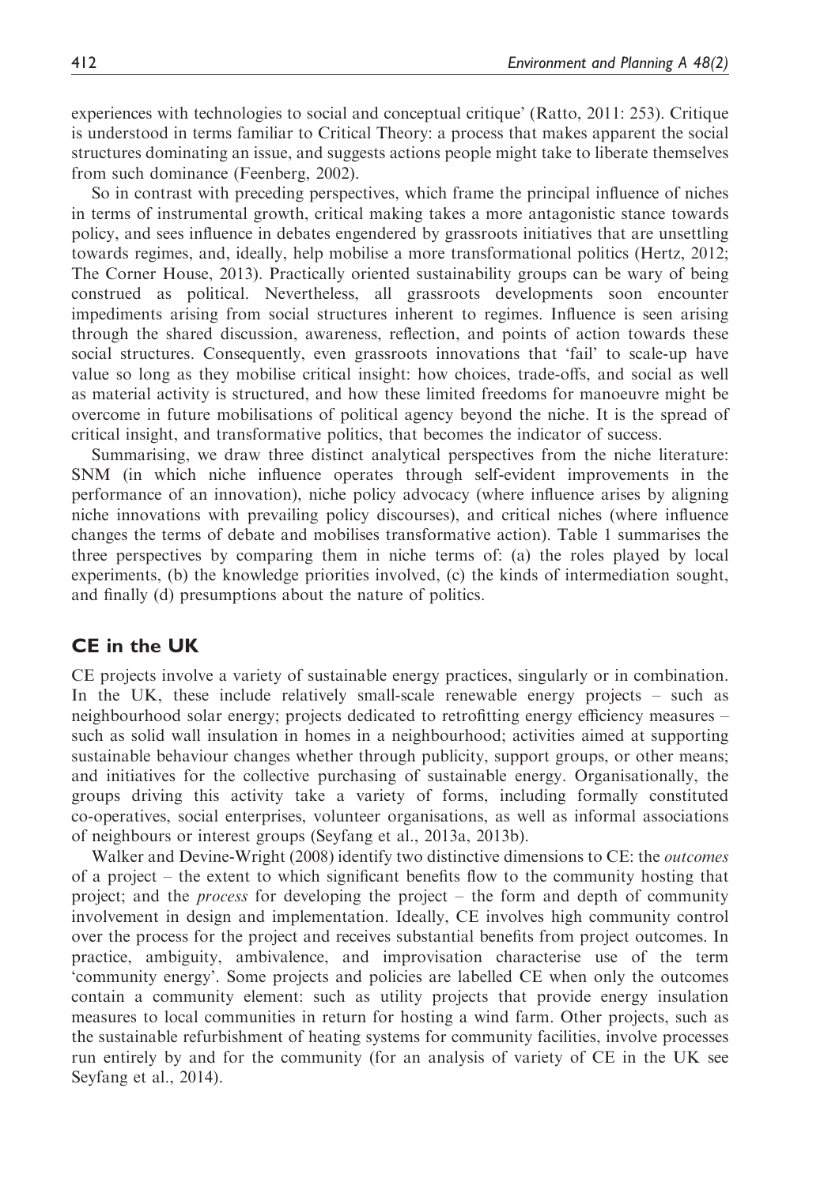experiences with technologies to social and conceptual critique' (Ratto, 2011: 253). Critique is understood in terms familiar to Critical Theory: a process that makes apparent the social structures dominating an issue, and suggests actions people might take to liberate themselves from such dominance (Feenberg, 2002).

So in contrast with preceding perspectives, which frame the principal influence of niches in terms of instrumental growth, critical making takes a more antagonistic stance towards policy, and sees influence in debates engendered by grassroots initiatives that are unsettling towards regimes, and, ideally, help mobilise a more transformational politics (Hertz, 2012; The Corner House, 2013). Practically oriented sustainability groups can be wary of being construed as political. Nevertheless, all grassroots developments soon encounter impediments arising from social structures inherent to regimes. Influence is seen arising through the shared discussion, awareness, reflection, and points of action towards these social structures. Consequently, even grassroots innovations that 'fail' to scale-up have value so long as they mobilise critical insight: how choices, trade-offs, and social as well as material activity is structured, and how these limited freedoms for manoeuvre might be overcome in future mobilisations of political agency beyond the niche. It is the spread of critical insight, and transformative politics, that becomes the indicator of success.

Summarising, we draw three distinct analytical perspectives from the niche literature: SNM (in which niche influence operates through self-evident improvements in the performance of an innovation), niche policy advocacy (where influence arises by aligning niche innovations with prevailing policy discourses), and critical niches (where influence changes the terms of debate and mobilises transformative action). Table 1 summarises the three perspectives by comparing them in niche terms of: (a) the roles played by local experiments, (b) the knowledge priorities involved, (c) the kinds of intermediation sought, and finally (d) presumptions about the nature of politics.

## CE in the UK

CE projects involve a variety of sustainable energy practices, singularly or in combination. In the UK, these include relatively small-scale renewable energy projects – such as neighbourhood solar energy; projects dedicated to retrofitting energy efficiency measures – such as solid wall insulation in homes in a neighbourhood; activities aimed at supporting sustainable behaviour changes whether through publicity, support groups, or other means; and initiatives for the collective purchasing of sustainable energy. Organisationally, the groups driving this activity take a variety of forms, including formally constituted co-operatives, social enterprises, volunteer organisations, as well as informal associations of neighbours or interest groups (Seyfang et al., 2013a, 2013b).

Walker and Devine-Wright (2008) identify two distinctive dimensions to CE: the *outcomes* of a project – the extent to which significant benefits flow to the community hosting that project; and the *process* for developing the project – the form and depth of community involvement in design and implementation. Ideally, CE involves high community control over the process for the project and receives substantial benefits from project outcomes. In practice, ambiguity, ambivalence, and improvisation characterise use of the term 'community energy'. Some projects and policies are labelled CE when only the outcomes contain a community element: such as utility projects that provide energy insulation measures to local communities in return for hosting a wind farm. Other projects, such as the sustainable refurbishment of heating systems for community facilities, involve processes run entirely by and for the community (for an analysis of variety of CE in the UK see Seyfang et al., 2014).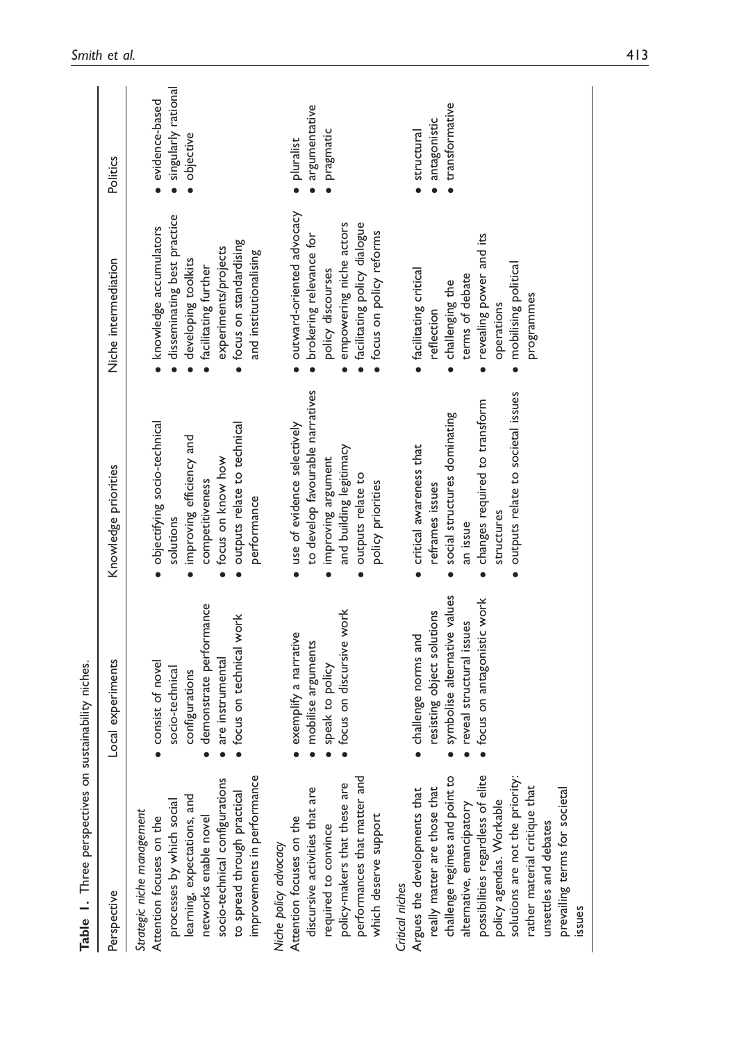**Table 1.** Three perspectives on sustainability niches.

| Perspective | Local experiments | Knowledge priorities | Niche intermediation | Politics |
|---|---|---|---|---|
| *Strategic niche management*<br>Attention focuses on the processes by which social learning, expectations, and networks enable novel socio-technical configurations to spread through practical improvements in performance | • consist of novel socio-technical configurations<br>• demonstrate performance<br>• are instrumental<br>• focus on technical work | • objectifying socio-technical solutions<br>• improving efficiency and competitiveness<br>• focus on know how<br>• outputs relate to technical performance | • knowledge accumulators<br>• disseminating best practice<br>• developing toolkits<br>• facilitating further experiments/projects<br>• focus on standardising and institutionalising | • evidence-based<br>• singularly rational<br>• objective |
| *Niche policy advocacy*<br>Attention focuses on the discursive activities that are required to convince policy-makers that these are performances that matter and which deserve support | • exemplify a narrative<br>• mobilise arguments<br>• speak to policy<br>• focus on discursive work | • use of evidence selectively to develop favourable narratives<br>• improving argument and building legitimacy<br>• outputs relate to policy priorities | • outward-oriented advocacy<br>• brokering relevance for policy discourses<br>• empowering niche actors<br>• facilitating policy dialogue<br>• focus on policy reforms | • pluralist<br>• argumentative<br>• pragmatic |
| *Critical niches*<br>Argues the developments that really matter are those that challenge regimes and point to alternative, emancipatory possibilities regardless of elite policy agendas. Workable solutions are not the priority: rather material critique that unsettles and debates prevailing terms for societal issues | • challenge norms and resisting object solutions<br>• symbolise alternative values<br>• reveal structural issues<br>• focus on antagonistic work | • critical awareness that reframes issues<br>• social structures dominating an issue<br>• changes required to transform structures<br>• outputs relate to societal issues | • facilitating critical reflection<br>• challenging the terms of debate<br>• revealing power and its operations<br>• mobilising political programmes | • structural<br>• antagonistic<br>• transformative |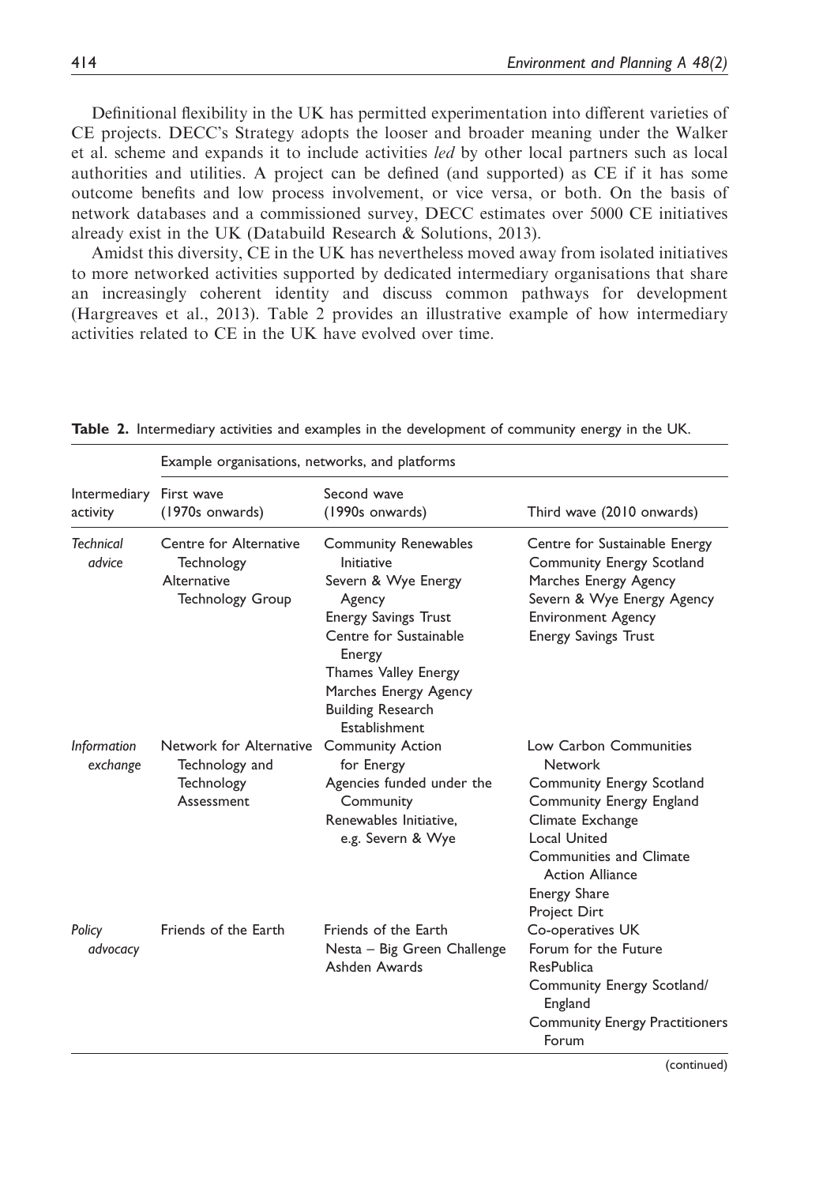Definitional flexibility in the UK has permitted experimentation into different varieties of CE projects. DECC's Strategy adopts the looser and broader meaning under the Walker et al. scheme and expands it to include activities *led* by other local partners such as local authorities and utilities. A project can be defined (and supported) as CE if it has some outcome benefits and low process involvement, or vice versa, or both. On the basis of network databases and a commissioned survey, DECC estimates over 5000 CE initiatives already exist in the UK (Databuild Research & Solutions, 2013).

Amidst this diversity, CE in the UK has nevertheless moved away from isolated initiatives to more networked activities supported by dedicated intermediary organisations that share an increasingly coherent identity and discuss common pathways for development (Hargreaves et al., 2013). Table 2 provides an illustrative example of how intermediary activities related to CE in the UK have evolved over time.

**Table 2.** Intermediary activities and examples in the development of community energy in the UK.

| | Example organisations, networks, and platforms | | |
|---|---|---|---|
| Intermediary activity | First wave (1970s onwards) | Second wave (1990s onwards) | Third wave (2010 onwards) |
| *Technical advice* | Centre for Alternative Technology<br>Alternative Technology Group | Community Renewables Initiative<br>Severn & Wye Energy Agency<br>Energy Savings Trust<br>Centre for Sustainable Energy<br>Thames Valley Energy<br>Marches Energy Agency<br>Building Research Establishment | Centre for Sustainable Energy<br>Community Energy Scotland<br>Marches Energy Agency<br>Severn & Wye Energy Agency<br>Environment Agency<br>Energy Savings Trust |
| *Information exchange* | Network for Alternative Technology and Technology Assessment | Community Action for Energy<br>Agencies funded under the Community Renewables Initiative, e.g. Severn & Wye | Low Carbon Communities Network<br>Community Energy Scotland<br>Community Energy England<br>Climate Exchange<br>Local United<br>Communities and Climate Action Alliance<br>Energy Share<br>Project Dirt |
| *Policy advocacy* | Friends of the Earth | Friends of the Earth<br>Nesta – Big Green Challenge<br>Ashden Awards | Co-operatives UK<br>Forum for the Future<br>ResPublica<br>Community Energy Scotland/ England<br>Community Energy Practitioners Forum |

(continued)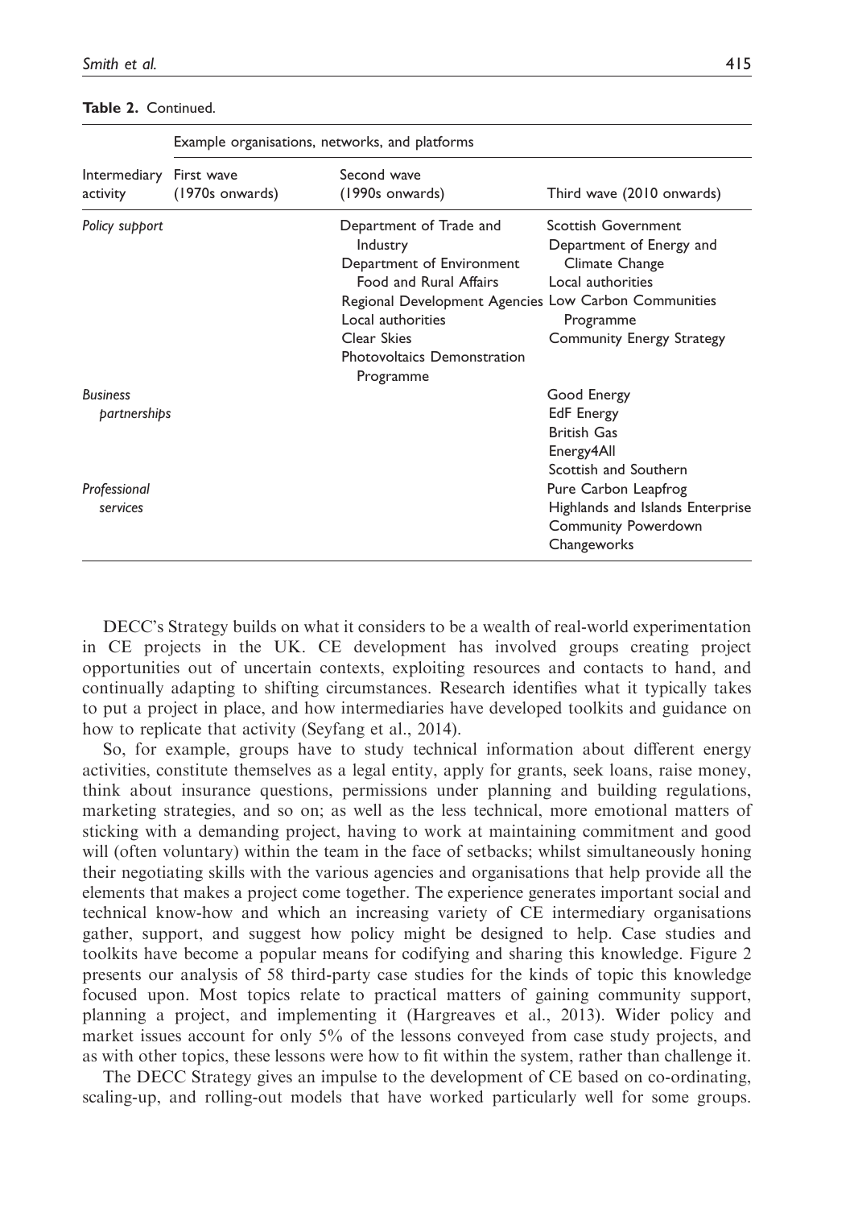**Table 2.** Continued.

| | Example organisations, networks, and platforms | | |
|---|---|---|---|
| Intermediary activity | First wave (1970s onwards) | Second wave (1990s onwards) | Third wave (2010 onwards) |
| *Policy support* | | Department of Trade and Industry<br>Department of Environment Food and Rural Affairs<br>Regional Development Agencies<br>Local authorities<br>Clear Skies<br>Photovoltaics Demonstration Programme | Scottish Government<br>Department of Energy and Climate Change<br>Local authorities<br>Low Carbon Communities Programme<br>Community Energy Strategy |
| *Business partnerships* | | | Good Energy<br>EdF Energy<br>British Gas<br>Energy4All<br>Scottish and Southern |
| *Professional services* | | | Pure Carbon Leapfrog<br>Highlands and Islands Enterprise<br>Community Powerdown<br>Changeworks |

DECC's Strategy builds on what it considers to be a wealth of real-world experimentation in CE projects in the UK. CE development has involved groups creating project opportunities out of uncertain contexts, exploiting resources and contacts to hand, and continually adapting to shifting circumstances. Research identifies what it typically takes to put a project in place, and how intermediaries have developed toolkits and guidance on how to replicate that activity (Seyfang et al., 2014).

So, for example, groups have to study technical information about different energy activities, constitute themselves as a legal entity, apply for grants, seek loans, raise money, think about insurance questions, permissions under planning and building regulations, marketing strategies, and so on; as well as the less technical, more emotional matters of sticking with a demanding project, having to work at maintaining commitment and good will (often voluntary) within the team in the face of setbacks; whilst simultaneously honing their negotiating skills with the various agencies and organisations that help provide all the elements that makes a project come together. The experience generates important social and technical know-how and which an increasing variety of CE intermediary organisations gather, support, and suggest how policy might be designed to help. Case studies and toolkits have become a popular means for codifying and sharing this knowledge. Figure 2 presents our analysis of 58 third-party case studies for the kinds of topic this knowledge focused upon. Most topics relate to practical matters of gaining community support, planning a project, and implementing it (Hargreaves et al., 2013). Wider policy and market issues account for only 5% of the lessons conveyed from case study projects, and as with other topics, these lessons were how to fit within the system, rather than challenge it.

The DECC Strategy gives an impulse to the development of CE based on co-ordinating, scaling-up, and rolling-out models that have worked particularly well for some groups.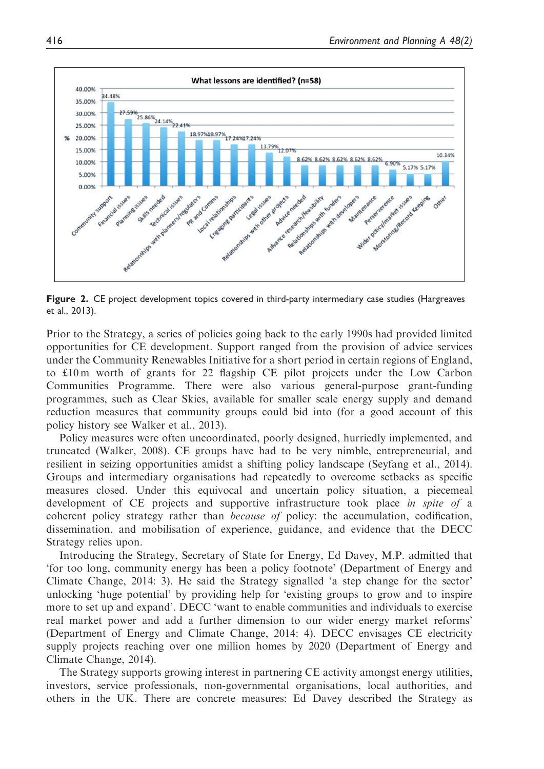Figure 2. CE project development topics covered in third-party intermediary case studies (Hargreaves et al., 2013).

Prior to the Strategy, a series of policies going back to the early 1990s had provided limited opportunities for CE development. Support ranged from the provision of advice services under the Community Renewables Initiative for a short period in certain regions of England, to £10 m worth of grants for 22 flagship CE pilot projects under the Low Carbon Communities Programme. There were also various general-purpose grant-funding programmes, such as Clear Skies, available for smaller scale energy supply and demand reduction measures that community groups could bid into (for a good account of this policy history see Walker et al., 2013).

Policy measures were often uncoordinated, poorly designed, hurriedly implemented, and truncated (Walker, 2008). CE groups have had to be very nimble, entrepreneurial, and resilient in seizing opportunities amidst a shifting policy landscape (Seyfang et al., 2014). Groups and intermediary organisations had repeatedly to overcome setbacks as specific measures closed. Under this equivocal and uncertain policy situation, a piecemeal development of CE projects and supportive infrastructure took place *in spite of* a coherent policy strategy rather than *because of* policy: the accumulation, codification, dissemination, and mobilisation of experience, guidance, and evidence that the DECC Strategy relies upon.

Introducing the Strategy, Secretary of State for Energy, Ed Davey, M.P. admitted that 'for too long, community energy has been a policy footnote' (Department of Energy and Climate Change, 2014: 3). He said the Strategy signalled 'a step change for the sector' unlocking 'huge potential' by providing help for 'existing groups to grow and to inspire more to set up and expand'. DECC 'want to enable communities and individuals to exercise real market power and add a further dimension to our wider energy market reforms' (Department of Energy and Climate Change, 2014: 4). DECC envisages CE electricity supply projects reaching over one million homes by 2020 (Department of Energy and Climate Change, 2014).

The Strategy supports growing interest in partnering CE activity amongst energy utilities, investors, service professionals, non-governmental organisations, local authorities, and others in the UK. There are concrete measures: Ed Davey described the Strategy as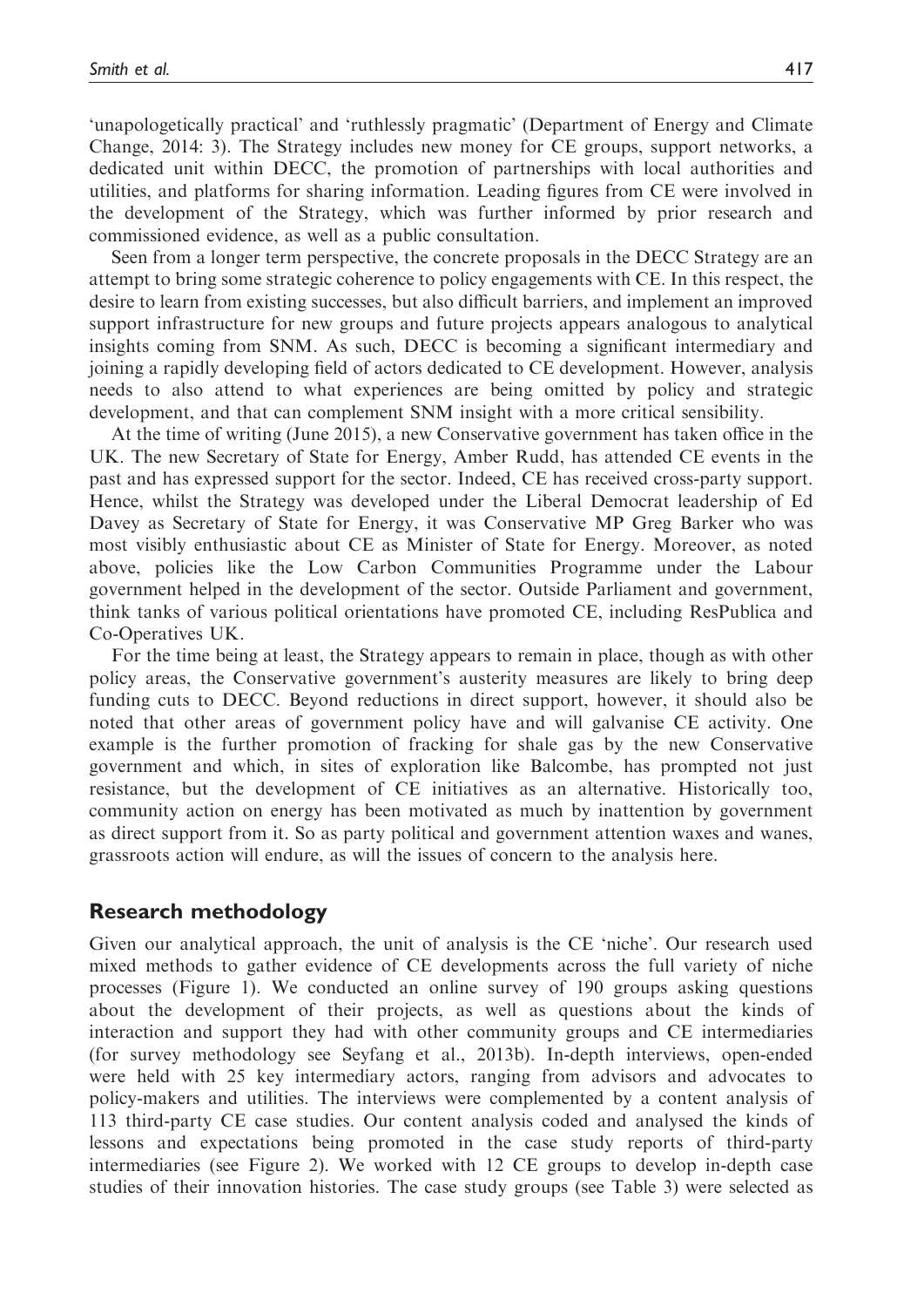'unapologetically practical' and 'ruthlessly pragmatic' (Department of Energy and Climate Change, 2014: 3). The Strategy includes new money for CE groups, support networks, a dedicated unit within DECC, the promotion of partnerships with local authorities and utilities, and platforms for sharing information. Leading figures from CE were involved in the development of the Strategy, which was further informed by prior research and commissioned evidence, as well as a public consultation.

Seen from a longer term perspective, the concrete proposals in the DECC Strategy are an attempt to bring some strategic coherence to policy engagements with CE. In this respect, the desire to learn from existing successes, but also difficult barriers, and implement an improved support infrastructure for new groups and future projects appears analogous to analytical insights coming from SNM. As such, DECC is becoming a significant intermediary and joining a rapidly developing field of actors dedicated to CE development. However, analysis needs to also attend to what experiences are being omitted by policy and strategic development, and that can complement SNM insight with a more critical sensibility.

At the time of writing (June 2015), a new Conservative government has taken office in the UK. The new Secretary of State for Energy, Amber Rudd, has attended CE events in the past and has expressed support for the sector. Indeed, CE has received cross-party support. Hence, whilst the Strategy was developed under the Liberal Democrat leadership of Ed Davey as Secretary of State for Energy, it was Conservative MP Greg Barker who was most visibly enthusiastic about CE as Minister of State for Energy. Moreover, as noted above, policies like the Low Carbon Communities Programme under the Labour government helped in the development of the sector. Outside Parliament and government, think tanks of various political orientations have promoted CE, including ResPublica and Co-Operatives UK.

For the time being at least, the Strategy appears to remain in place, though as with other policy areas, the Conservative government's austerity measures are likely to bring deep funding cuts to DECC. Beyond reductions in direct support, however, it should also be noted that other areas of government policy have and will galvanise CE activity. One example is the further promotion of fracking for shale gas by the new Conservative government and which, in sites of exploration like Balcombe, has prompted not just resistance, but the development of CE initiatives as an alternative. Historically too, community action on energy has been motivated as much by inattention by government as direct support from it. So as party political and government attention waxes and wanes, grassroots action will endure, as will the issues of concern to the analysis here.

## Research methodology

Given our analytical approach, the unit of analysis is the CE 'niche'. Our research used mixed methods to gather evidence of CE developments across the full variety of niche processes (Figure 1). We conducted an online survey of 190 groups asking questions about the development of their projects, as well as questions about the kinds of interaction and support they had with other community groups and CE intermediaries (for survey methodology see Seyfang et al., 2013b). In-depth interviews, open-ended were held with 25 key intermediary actors, ranging from advisors and advocates to policy-makers and utilities. The interviews were complemented by a content analysis of 113 third-party CE case studies. Our content analysis coded and analysed the kinds of lessons and expectations being promoted in the case study reports of third-party intermediaries (see Figure 2). We worked with 12 CE groups to develop in-depth case studies of their innovation histories. The case study groups (see Table 3) were selected as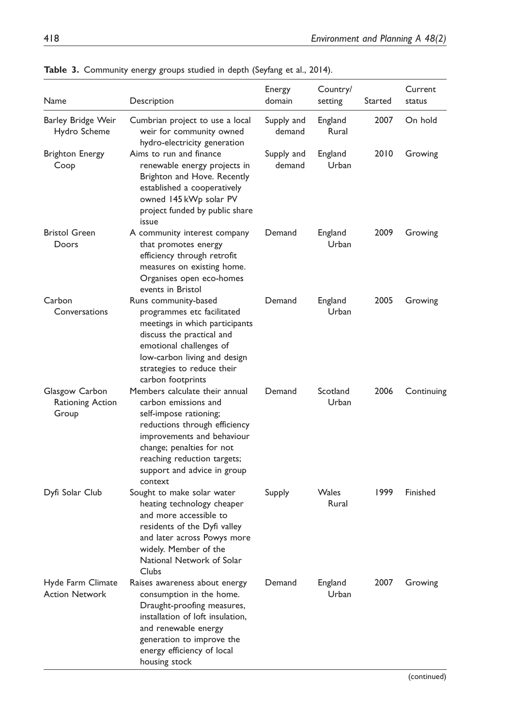**Table 3.** Community energy groups studied in depth (Seyfang et al., 2014).

| Name | Description | Energy domain | Country/ setting | Started | Current status |
|---|---|---|---|---|---|
| Barley Bridge Weir Hydro Scheme | Cumbrian project to use a local weir for community owned hydro-electricity generation | Supply and demand | England Rural | 2007 | On hold |
| Brighton Energy Coop | Aims to run and finance renewable energy projects in Brighton and Hove. Recently established a cooperatively owned 145 kWp solar PV project funded by public share issue | Supply and demand | England Urban | 2010 | Growing |
| Bristol Green Doors | A community interest company that promotes energy efficiency through retrofit measures on existing home. Organises open eco-homes events in Bristol | Demand | England Urban | 2009 | Growing |
| Carbon Conversations | Runs community-based programmes etc facilitated meetings in which participants discuss the practical and emotional challenges of low-carbon living and design strategies to reduce their carbon footprints | Demand | England Urban | 2005 | Growing |
| Glasgow Carbon Rationing Action Group | Members calculate their annual carbon emissions and self-impose rationing; reductions through efficiency improvements and behaviour change; penalties for not reaching reduction targets; support and advice in group context | Demand | Scotland Urban | 2006 | Continuing |
| Dyfi Solar Club | Sought to make solar water heating technology cheaper and more accessible to residents of the Dyfi valley and later across Powys more widely. Member of the National Network of Solar Clubs | Supply | Wales Rural | 1999 | Finished |
| Hyde Farm Climate Action Network | Raises awareness about energy consumption in the home. Draught-proofing measures, installation of loft insulation, and renewable energy generation to improve the energy efficiency of local housing stock | Demand | England Urban | 2007 | Growing |

(continued)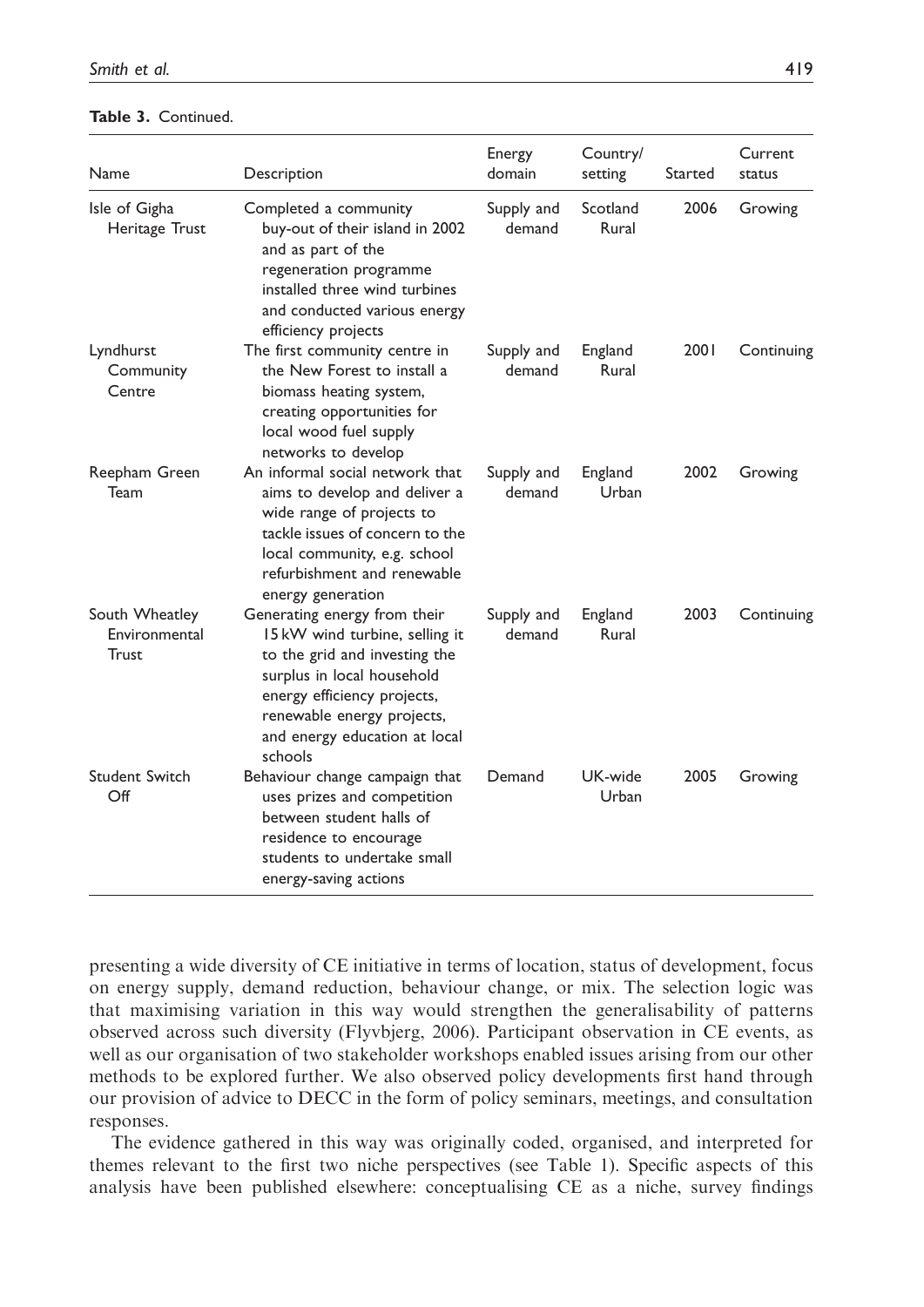**Table 3.** Continued.

| Name | Description | Energy domain | Country/ setting | Started | Current status |
|---|---|---|---|---|---|
| Isle of Gigha Heritage Trust | Completed a community buy-out of their island in 2002 and as part of the regeneration programme installed three wind turbines and conducted various energy efficiency projects | Supply and demand | Scotland Rural | 2006 | Growing |
| Lyndhurst Community Centre | The first community centre in the New Forest to install a biomass heating system, creating opportunities for local wood fuel supply networks to develop | Supply and demand | England Rural | 2001 | Continuing |
| Reepham Green Team | An informal social network that aims to develop and deliver a wide range of projects to tackle issues of concern to the local community, e.g. school refurbishment and renewable energy generation | Supply and demand | England Urban | 2002 | Growing |
| South Wheatley Environmental Trust | Generating energy from their 15 kW wind turbine, selling it to the grid and investing the surplus in local household energy efficiency projects, renewable energy projects, and energy education at local schools | Supply and demand | England Rural | 2003 | Continuing |
| Student Switch Off | Behaviour change campaign that uses prizes and competition between student halls of residence to encourage students to undertake small energy-saving actions | Demand | UK-wide Urban | 2005 | Growing |

presenting a wide diversity of CE initiative in terms of location, status of development, focus on energy supply, demand reduction, behaviour change, or mix. The selection logic was that maximising variation in this way would strengthen the generalisability of patterns observed across such diversity (Flyvbjerg, 2006). Participant observation in CE events, as well as our organisation of two stakeholder workshops enabled issues arising from our other methods to be explored further. We also observed policy developments first hand through our provision of advice to DECC in the form of policy seminars, meetings, and consultation responses.

The evidence gathered in this way was originally coded, organised, and interpreted for themes relevant to the first two niche perspectives (see Table 1). Specific aspects of this analysis have been published elsewhere: conceptualising CE as a niche, survey findings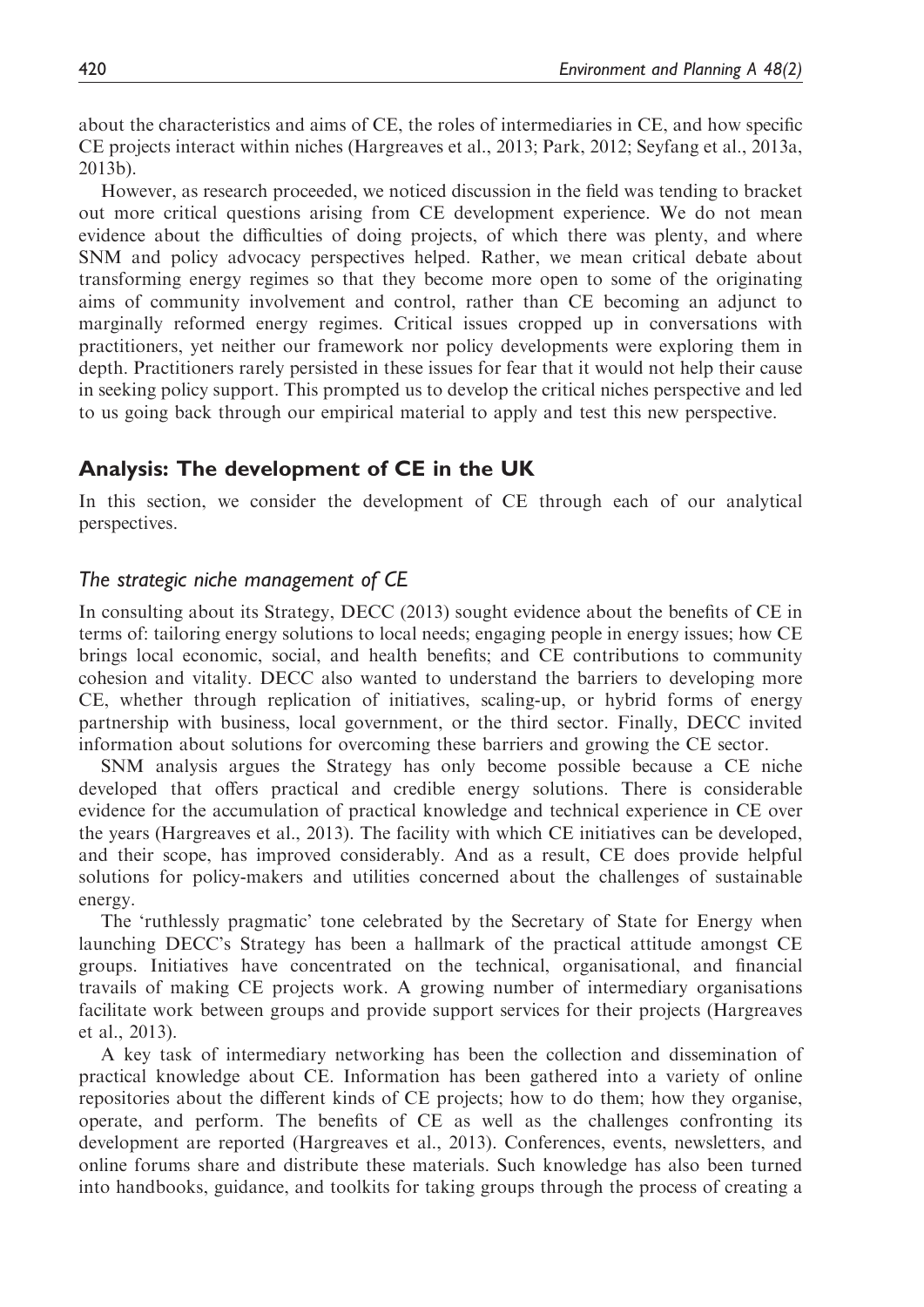about the characteristics and aims of CE, the roles of intermediaries in CE, and how specific CE projects interact within niches (Hargreaves et al., 2013; Park, 2012; Seyfang et al., 2013a, 2013b).

However, as research proceeded, we noticed discussion in the field was tending to bracket out more critical questions arising from CE development experience. We do not mean evidence about the difficulties of doing projects, of which there was plenty, and where SNM and policy advocacy perspectives helped. Rather, we mean critical debate about transforming energy regimes so that they become more open to some of the originating aims of community involvement and control, rather than CE becoming an adjunct to marginally reformed energy regimes. Critical issues cropped up in conversations with practitioners, yet neither our framework nor policy developments were exploring them in depth. Practitioners rarely persisted in these issues for fear that it would not help their cause in seeking policy support. This prompted us to develop the critical niches perspective and led to us going back through our empirical material to apply and test this new perspective.

## Analysis: The development of CE in the UK

In this section, we consider the development of CE through each of our analytical perspectives.

### *The strategic niche management of CE*

In consulting about its Strategy, DECC (2013) sought evidence about the benefits of CE in terms of: tailoring energy solutions to local needs; engaging people in energy issues; how CE brings local economic, social, and health benefits; and CE contributions to community cohesion and vitality. DECC also wanted to understand the barriers to developing more CE, whether through replication of initiatives, scaling-up, or hybrid forms of energy partnership with business, local government, or the third sector. Finally, DECC invited information about solutions for overcoming these barriers and growing the CE sector.

SNM analysis argues the Strategy has only become possible because a CE niche developed that offers practical and credible energy solutions. There is considerable evidence for the accumulation of practical knowledge and technical experience in CE over the years (Hargreaves et al., 2013). The facility with which CE initiatives can be developed, and their scope, has improved considerably. And as a result, CE does provide helpful solutions for policy-makers and utilities concerned about the challenges of sustainable energy.

The 'ruthlessly pragmatic' tone celebrated by the Secretary of State for Energy when launching DECC's Strategy has been a hallmark of the practical attitude amongst CE groups. Initiatives have concentrated on the technical, organisational, and financial travails of making CE projects work. A growing number of intermediary organisations facilitate work between groups and provide support services for their projects (Hargreaves et al., 2013).

A key task of intermediary networking has been the collection and dissemination of practical knowledge about CE. Information has been gathered into a variety of online repositories about the different kinds of CE projects; how to do them; how they organise, operate, and perform. The benefits of CE as well as the challenges confronting its development are reported (Hargreaves et al., 2013). Conferences, events, newsletters, and online forums share and distribute these materials. Such knowledge has also been turned into handbooks, guidance, and toolkits for taking groups through the process of creating a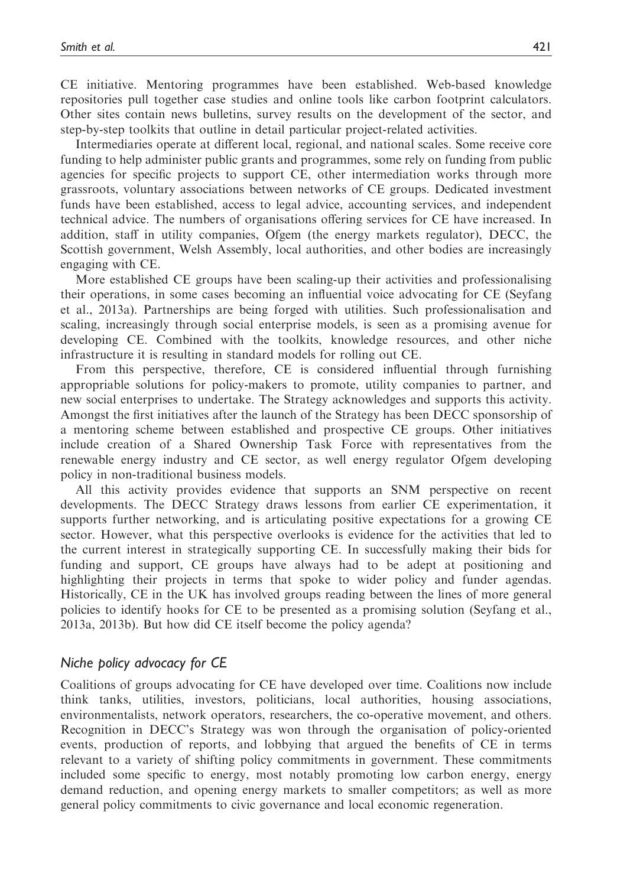CE initiative. Mentoring programmes have been established. Web-based knowledge repositories pull together case studies and online tools like carbon footprint calculators. Other sites contain news bulletins, survey results on the development of the sector, and step-by-step toolkits that outline in detail particular project-related activities.

Intermediaries operate at different local, regional, and national scales. Some receive core funding to help administer public grants and programmes, some rely on funding from public agencies for specific projects to support CE, other intermediation works through more grassroots, voluntary associations between networks of CE groups. Dedicated investment funds have been established, access to legal advice, accounting services, and independent technical advice. The numbers of organisations offering services for CE have increased. In addition, staff in utility companies, Ofgem (the energy markets regulator), DECC, the Scottish government, Welsh Assembly, local authorities, and other bodies are increasingly engaging with CE.

More established CE groups have been scaling-up their activities and professionalising their operations, in some cases becoming an influential voice advocating for CE (Seyfang et al., 2013a). Partnerships are being forged with utilities. Such professionalisation and scaling, increasingly through social enterprise models, is seen as a promising avenue for developing CE. Combined with the toolkits, knowledge resources, and other niche infrastructure it is resulting in standard models for rolling out CE.

From this perspective, therefore, CE is considered influential through furnishing appropriable solutions for policy-makers to promote, utility companies to partner, and new social enterprises to undertake. The Strategy acknowledges and supports this activity. Amongst the first initiatives after the launch of the Strategy has been DECC sponsorship of a mentoring scheme between established and prospective CE groups. Other initiatives include creation of a Shared Ownership Task Force with representatives from the renewable energy industry and CE sector, as well energy regulator Ofgem developing policy in non-traditional business models.

All this activity provides evidence that supports an SNM perspective on recent developments. The DECC Strategy draws lessons from earlier CE experimentation, it supports further networking, and is articulating positive expectations for a growing CE sector. However, what this perspective overlooks is evidence for the activities that led to the current interest in strategically supporting CE. In successfully making their bids for funding and support, CE groups have always had to be adept at positioning and highlighting their projects in terms that spoke to wider policy and funder agendas. Historically, CE in the UK has involved groups reading between the lines of more general policies to identify hooks for CE to be presented as a promising solution (Seyfang et al., 2013a, 2013b). But how did CE itself become the policy agenda?

## *Niche policy advocacy for CE*

Coalitions of groups advocating for CE have developed over time. Coalitions now include think tanks, utilities, investors, politicians, local authorities, housing associations, environmentalists, network operators, researchers, the co-operative movement, and others. Recognition in DECC's Strategy was won through the organisation of policy-oriented events, production of reports, and lobbying that argued the benefits of CE in terms relevant to a variety of shifting policy commitments in government. These commitments included some specific to energy, most notably promoting low carbon energy, energy demand reduction, and opening energy markets to smaller competitors; as well as more general policy commitments to civic governance and local economic regeneration.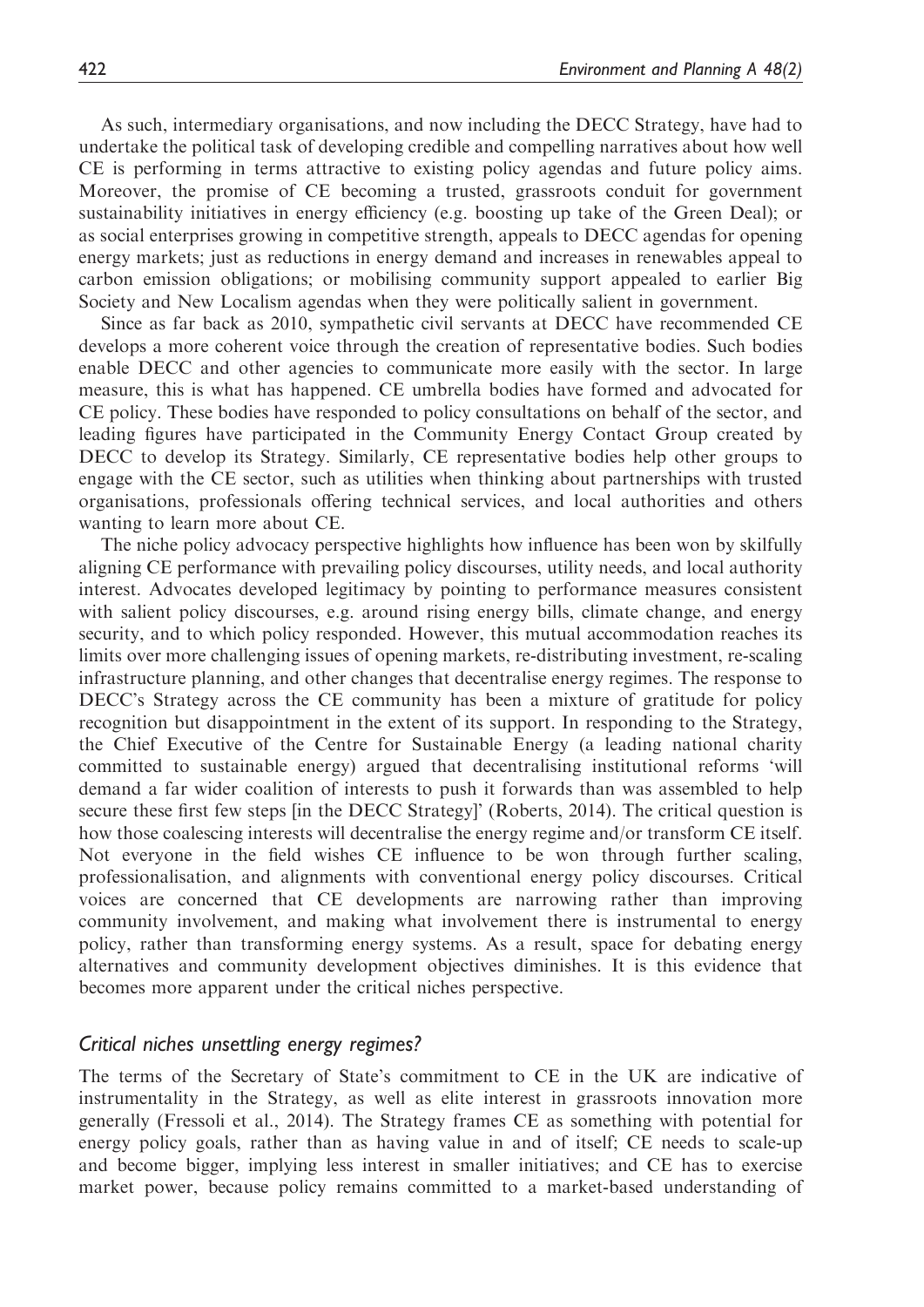As such, intermediary organisations, and now including the DECC Strategy, have had to undertake the political task of developing credible and compelling narratives about how well CE is performing in terms attractive to existing policy agendas and future policy aims. Moreover, the promise of CE becoming a trusted, grassroots conduit for government sustainability initiatives in energy efficiency (e.g. boosting up take of the Green Deal); or as social enterprises growing in competitive strength, appeals to DECC agendas for opening energy markets; just as reductions in energy demand and increases in renewables appeal to carbon emission obligations; or mobilising community support appealed to earlier Big Society and New Localism agendas when they were politically salient in government.

Since as far back as 2010, sympathetic civil servants at DECC have recommended CE develops a more coherent voice through the creation of representative bodies. Such bodies enable DECC and other agencies to communicate more easily with the sector. In large measure, this is what has happened. CE umbrella bodies have formed and advocated for CE policy. These bodies have responded to policy consultations on behalf of the sector, and leading figures have participated in the Community Energy Contact Group created by DECC to develop its Strategy. Similarly, CE representative bodies help other groups to engage with the CE sector, such as utilities when thinking about partnerships with trusted organisations, professionals offering technical services, and local authorities and others wanting to learn more about CE.

The niche policy advocacy perspective highlights how influence has been won by skilfully aligning CE performance with prevailing policy discourses, utility needs, and local authority interest. Advocates developed legitimacy by pointing to performance measures consistent with salient policy discourses, e.g. around rising energy bills, climate change, and energy security, and to which policy responded. However, this mutual accommodation reaches its limits over more challenging issues of opening markets, re-distributing investment, re-scaling infrastructure planning, and other changes that decentralise energy regimes. The response to DECC's Strategy across the CE community has been a mixture of gratitude for policy recognition but disappointment in the extent of its support. In responding to the Strategy, the Chief Executive of the Centre for Sustainable Energy (a leading national charity committed to sustainable energy) argued that decentralising institutional reforms 'will demand a far wider coalition of interests to push it forwards than was assembled to help secure these first few steps [in the DECC Strategy]' (Roberts, 2014). The critical question is how those coalescing interests will decentralise the energy regime and/or transform CE itself. Not everyone in the field wishes CE influence to be won through further scaling, professionalisation, and alignments with conventional energy policy discourses. Critical voices are concerned that CE developments are narrowing rather than improving community involvement, and making what involvement there is instrumental to energy policy, rather than transforming energy systems. As a result, space for debating energy alternatives and community development objectives diminishes. It is this evidence that becomes more apparent under the critical niches perspective.

### *Critical niches unsettling energy regimes?*

The terms of the Secretary of State's commitment to CE in the UK are indicative of instrumentality in the Strategy, as well as elite interest in grassroots innovation more generally (Fressoli et al., 2014). The Strategy frames CE as something with potential for energy policy goals, rather than as having value in and of itself; CE needs to scale-up and become bigger, implying less interest in smaller initiatives; and CE has to exercise market power, because policy remains committed to a market-based understanding of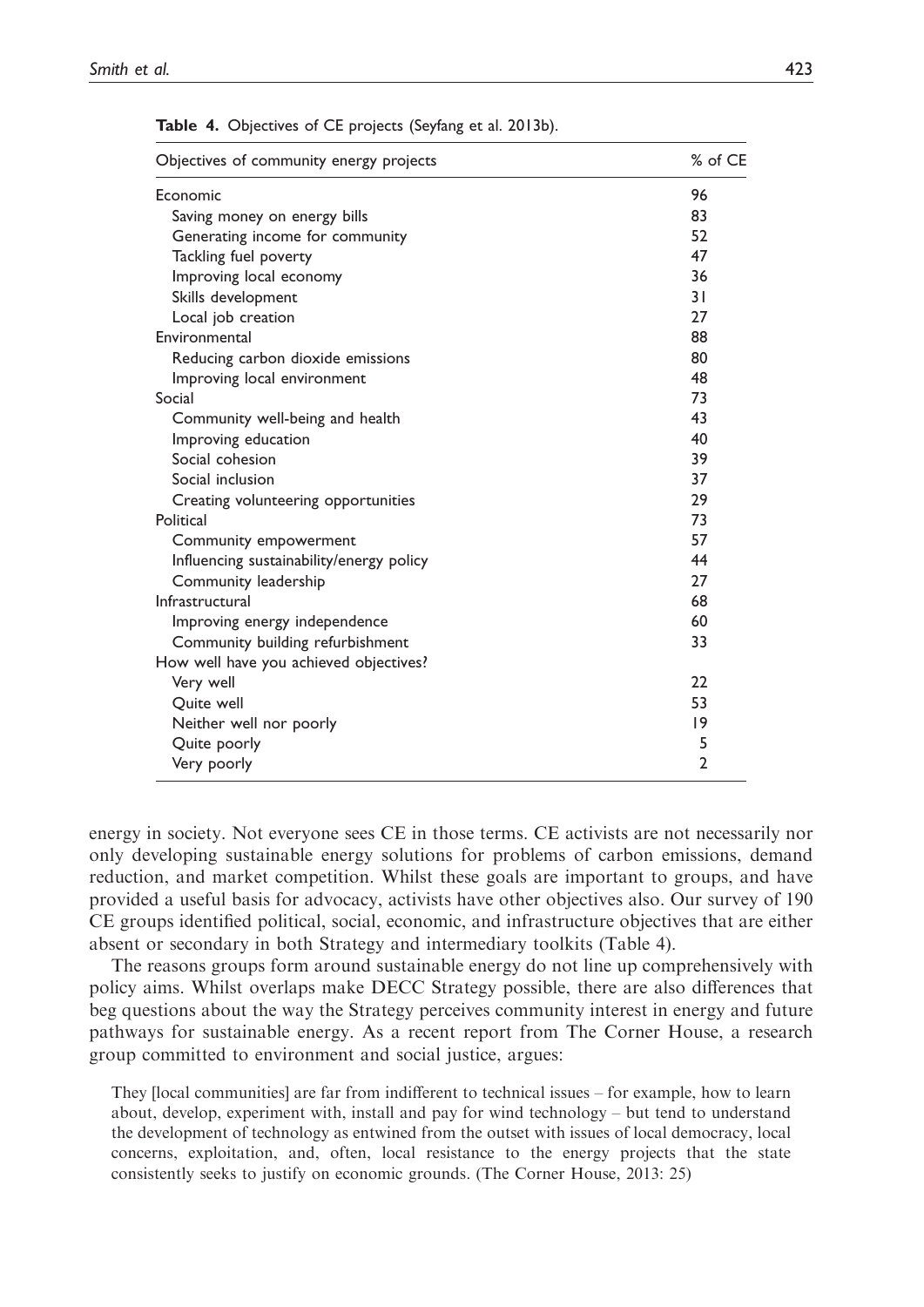**Table 4.** Objectives of CE projects (Seyfang et al. 2013b).

| Objectives of community energy projects | % of CE |
|---|---|
| Economic | 96 |
| Saving money on energy bills | 83 |
| Generating income for community | 52 |
| Tackling fuel poverty | 47 |
| Improving local economy | 36 |
| Skills development | 31 |
| Local job creation | 27 |
| Environmental | 88 |
| Reducing carbon dioxide emissions | 80 |
| Improving local environment | 48 |
| Social | 73 |
| Community well-being and health | 43 |
| Improving education | 40 |
| Social cohesion | 39 |
| Social inclusion | 37 |
| Creating volunteering opportunities | 29 |
| Political | 73 |
| Community empowerment | 57 |
| Influencing sustainability/energy policy | 44 |
| Community leadership | 27 |
| Infrastructural | 68 |
| Improving energy independence | 60 |
| Community building refurbishment | 33 |
| How well have you achieved objectives? | |
| Very well | 22 |
| Quite well | 53 |
| Neither well nor poorly | 19 |
| Quite poorly | 5 |
| Very poorly | 2 |

energy in society. Not everyone sees CE in those terms. CE activists are not necessarily nor only developing sustainable energy solutions for problems of carbon emissions, demand reduction, and market competition. Whilst these goals are important to groups, and have provided a useful basis for advocacy, activists have other objectives also. Our survey of 190 CE groups identified political, social, economic, and infrastructure objectives that are either absent or secondary in both Strategy and intermediary toolkits (Table 4).

The reasons groups form around sustainable energy do not line up comprehensively with policy aims. Whilst overlaps make DECC Strategy possible, there are also differences that beg questions about the way the Strategy perceives community interest in energy and future pathways for sustainable energy. As a recent report from The Corner House, a research group committed to environment and social justice, argues:

> They [local communities] are far from indifferent to technical issues – for example, how to learn about, develop, experiment with, install and pay for wind technology – but tend to understand the development of technology as entwined from the outset with issues of local democracy, local concerns, exploitation, and, often, local resistance to the energy projects that the state consistently seeks to justify on economic grounds. (The Corner House, 2013: 25)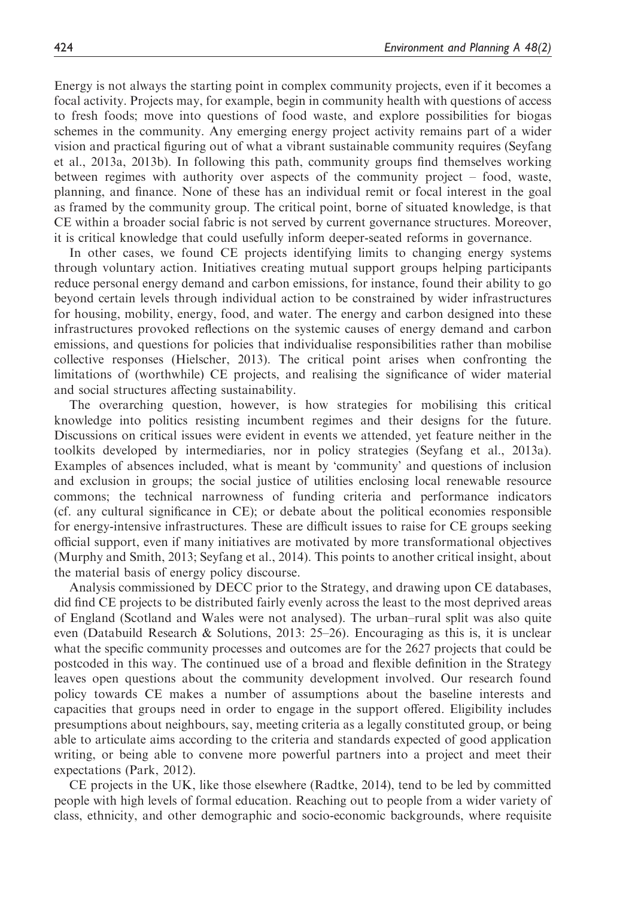Energy is not always the starting point in complex community projects, even if it becomes a focal activity. Projects may, for example, begin in community health with questions of access to fresh foods; move into questions of food waste, and explore possibilities for biogas schemes in the community. Any emerging energy project activity remains part of a wider vision and practical figuring out of what a vibrant sustainable community requires (Seyfang et al., 2013a, 2013b). In following this path, community groups find themselves working between regimes with authority over aspects of the community project – food, waste, planning, and finance. None of these has an individual remit or focal interest in the goal as framed by the community group. The critical point, borne of situated knowledge, is that CE within a broader social fabric is not served by current governance structures. Moreover, it is critical knowledge that could usefully inform deeper-seated reforms in governance.

In other cases, we found CE projects identifying limits to changing energy systems through voluntary action. Initiatives creating mutual support groups helping participants reduce personal energy demand and carbon emissions, for instance, found their ability to go beyond certain levels through individual action to be constrained by wider infrastructures for housing, mobility, energy, food, and water. The energy and carbon designed into these infrastructures provoked reflections on the systemic causes of energy demand and carbon emissions, and questions for policies that individualise responsibilities rather than mobilise collective responses (Hielscher, 2013). The critical point arises when confronting the limitations of (worthwhile) CE projects, and realising the significance of wider material and social structures affecting sustainability.

The overarching question, however, is how strategies for mobilising this critical knowledge into politics resisting incumbent regimes and their designs for the future. Discussions on critical issues were evident in events we attended, yet feature neither in the toolkits developed by intermediaries, nor in policy strategies (Seyfang et al., 2013a). Examples of absences included, what is meant by 'community' and questions of inclusion and exclusion in groups; the social justice of utilities enclosing local renewable resource commons; the technical narrowness of funding criteria and performance indicators (cf. any cultural significance in CE); or debate about the political economies responsible for energy-intensive infrastructures. These are difficult issues to raise for CE groups seeking official support, even if many initiatives are motivated by more transformational objectives (Murphy and Smith, 2013; Seyfang et al., 2014). This points to another critical insight, about the material basis of energy policy discourse.

Analysis commissioned by DECC prior to the Strategy, and drawing upon CE databases, did find CE projects to be distributed fairly evenly across the least to the most deprived areas of England (Scotland and Wales were not analysed). The urban–rural split was also quite even (Databuild Research & Solutions, 2013: 25–26). Encouraging as this is, it is unclear what the specific community processes and outcomes are for the 2627 projects that could be postcoded in this way. The continued use of a broad and flexible definition in the Strategy leaves open questions about the community development involved. Our research found policy towards CE makes a number of assumptions about the baseline interests and capacities that groups need in order to engage in the support offered. Eligibility includes presumptions about neighbours, say, meeting criteria as a legally constituted group, or being able to articulate aims according to the criteria and standards expected of good application writing, or being able to convene more powerful partners into a project and meet their expectations (Park, 2012).

CE projects in the UK, like those elsewhere (Radtke, 2014), tend to be led by committed people with high levels of formal education. Reaching out to people from a wider variety of class, ethnicity, and other demographic and socio-economic backgrounds, where requisite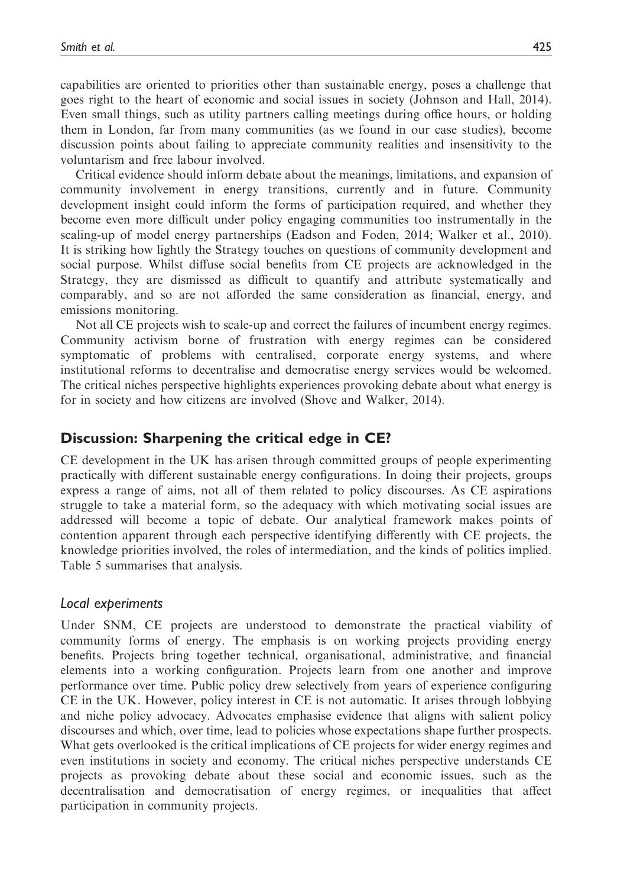capabilities are oriented to priorities other than sustainable energy, poses a challenge that goes right to the heart of economic and social issues in society (Johnson and Hall, 2014). Even small things, such as utility partners calling meetings during office hours, or holding them in London, far from many communities (as we found in our case studies), become discussion points about failing to appreciate community realities and insensitivity to the voluntarism and free labour involved.

Critical evidence should inform debate about the meanings, limitations, and expansion of community involvement in energy transitions, currently and in future. Community development insight could inform the forms of participation required, and whether they become even more difficult under policy engaging communities too instrumentally in the scaling-up of model energy partnerships (Eadson and Foden, 2014; Walker et al., 2010). It is striking how lightly the Strategy touches on questions of community development and social purpose. Whilst diffuse social benefits from CE projects are acknowledged in the Strategy, they are dismissed as difficult to quantify and attribute systematically and comparably, and so are not afforded the same consideration as financial, energy, and emissions monitoring.

Not all CE projects wish to scale-up and correct the failures of incumbent energy regimes. Community activism borne of frustration with energy regimes can be considered symptomatic of problems with centralised, corporate energy systems, and where institutional reforms to decentralise and democratise energy services would be welcomed. The critical niches perspective highlights experiences provoking debate about what energy is for in society and how citizens are involved (Shove and Walker, 2014).

## Discussion: Sharpening the critical edge in CE?

CE development in the UK has arisen through committed groups of people experimenting practically with different sustainable energy configurations. In doing their projects, groups express a range of aims, not all of them related to policy discourses. As CE aspirations struggle to take a material form, so the adequacy with which motivating social issues are addressed will become a topic of debate. Our analytical framework makes points of contention apparent through each perspective identifying differently with CE projects, the knowledge priorities involved, the roles of intermediation, and the kinds of politics implied. Table 5 summarises that analysis.

### *Local experiments*

Under SNM, CE projects are understood to demonstrate the practical viability of community forms of energy. The emphasis is on working projects providing energy benefits. Projects bring together technical, organisational, administrative, and financial elements into a working configuration. Projects learn from one another and improve performance over time. Public policy drew selectively from years of experience configuring CE in the UK. However, policy interest in CE is not automatic. It arises through lobbying and niche policy advocacy. Advocates emphasise evidence that aligns with salient policy discourses and which, over time, lead to policies whose expectations shape further prospects. What gets overlooked is the critical implications of CE projects for wider energy regimes and even institutions in society and economy. The critical niches perspective understands CE projects as provoking debate about these social and economic issues, such as the decentralisation and democratisation of energy regimes, or inequalities that affect participation in community projects.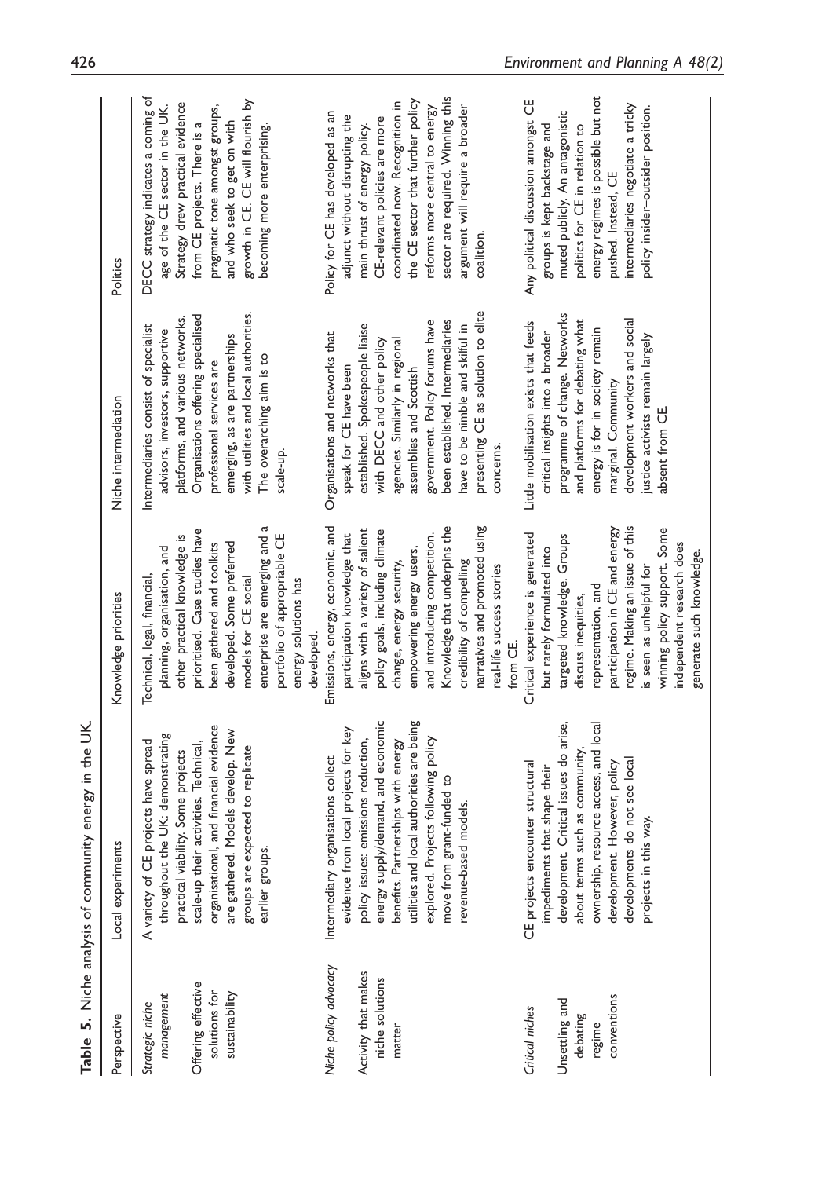**Table 5.** Niche analysis of community energy in the UK.

| Perspective | Local experiments | Knowledge priorities | Niche intermediation | Politics |
|---|---|---|---|---|
| *Strategic niche management*<br><br>Offering effective solutions for sustainability | A variety of CE projects have spread throughout the UK: demonstrating practical viability. Some projects scale-up their activities. Technical, organisational, and financial evidence are gathered. Models develop. New groups are expected to replicate earlier groups. | Technical, legal, financial, planning, organisation, and other practical knowledge is prioritised. Case studies have been gathered and toolkits developed. Some preferred models for CE social enterprise are emerging and a portfolio of appropriate CE energy solutions has developed. | Intermediaries consist of specialist advisors, investors, supportive platforms, and various networks. Organisations offering specialised professional services are emerging, as are partnerships with utilities and local authorities. The overarching aim is to scale-up. | DECC strategy indicates a coming of age of the CE sector in the UK. Strategy drew practical evidence from CE projects. There is a pragmatic tone amongst groups, and who seek to get on with growth in CE. CE will flourish by becoming more enterprising. |
| *Niche policy advocacy*<br><br>Activity that makes niche solutions matter | Intermediary organisations collect evidence from local projects for key policy issues: emissions reduction, energy supply/demand, and economic benefits. Partnerships with energy utilities and local authorities are being explored. Projects following policy move from grant-funded to revenue-based models. | Emissions, energy, economic, and participation knowledge that aligns with a variety of salient policy goals, including climate change, energy security, empowering energy users, and introducing competition. Knowledge that underpins the credibility of compelling narratives and promoted using real-life success stories from CE. | Organisations and networks that speak for CE have been established. Spokespeople liaise with DECC and other policy agencies. Similarly in regional assemblies and Scottish government. Policy forums have been established. Intermediaries have to be nimble and skilful in presenting CE as solution to elite concerns. | Policy for CE has developed as an adjunct without disrupting the main thrust of energy policy. CE-relevant policies are more coordinated now. Recognition in the CE sector that further policy reforms more central to energy sector are required. Winning this argument will require a broader coalition. |
| *Critical niches*<br><br>Unsettling and debating regime conventions | CE projects encounter structural impediments that shape their development. Critical issues do arise, about terms such as community, ownership, resource access, and local development. However, policy developments do not see local projects in this way. | Critical experience is generated but rarely formulated into targeted knowledge. Groups discuss inequities, representation, and participation in CE and energy regime. Making an issue of this is seen as unhelpful for winning policy support. Some independent research does generate such knowledge. | Little mobilisation exists that feeds critical insights into a broader programme of change. Networks and platforms for debating what energy is for in society remain marginal. Community development workers and social justice activists remain largely absent from CE. | Any political discussion amongst CE groups is kept backstage and muted publicly. An antagonistic politics for CE in relation to energy regimes is possible but not pushed. Instead, CE intermediaries negotiate a tricky policy insider–outsider position. |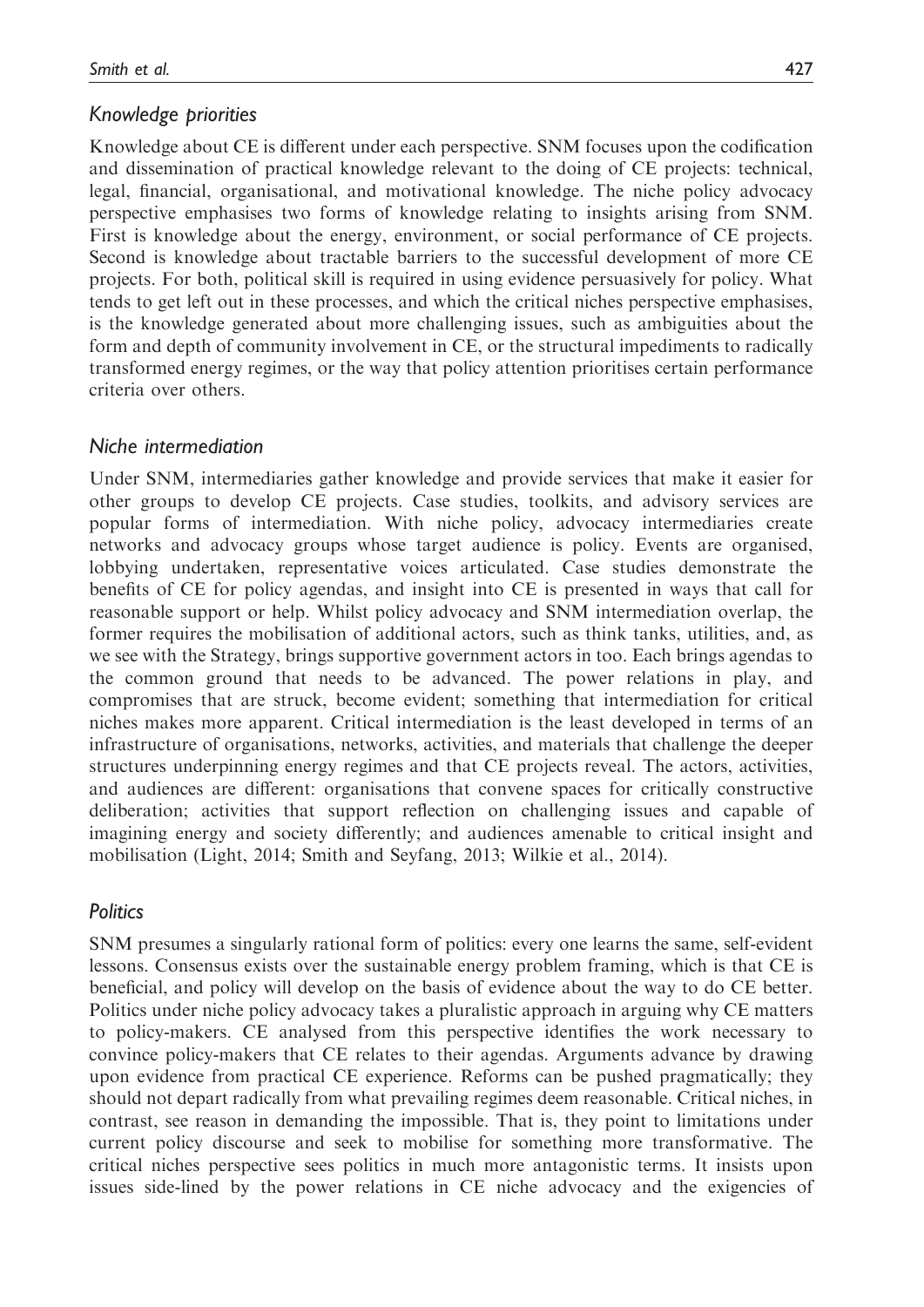### *Knowledge priorities*

Knowledge about CE is different under each perspective. SNM focuses upon the codification and dissemination of practical knowledge relevant to the doing of CE projects: technical, legal, financial, organisational, and motivational knowledge. The niche policy advocacy perspective emphasises two forms of knowledge relating to insights arising from SNM. First is knowledge about the energy, environment, or social performance of CE projects. Second is knowledge about tractable barriers to the successful development of more CE projects. For both, political skill is required in using evidence persuasively for policy. What tends to get left out in these processes, and which the critical niches perspective emphasises, is the knowledge generated about more challenging issues, such as ambiguities about the form and depth of community involvement in CE, or the structural impediments to radically transformed energy regimes, or the way that policy attention prioritises certain performance criteria over others.

### *Niche intermediation*

Under SNM, intermediaries gather knowledge and provide services that make it easier for other groups to develop CE projects. Case studies, toolkits, and advisory services are popular forms of intermediation. With niche policy, advocacy intermediaries create networks and advocacy groups whose target audience is policy. Events are organised, lobbying undertaken, representative voices articulated. Case studies demonstrate the benefits of CE for policy agendas, and insight into CE is presented in ways that call for reasonable support or help. Whilst policy advocacy and SNM intermediation overlap, the former requires the mobilisation of additional actors, such as think tanks, utilities, and, as we see with the Strategy, brings supportive government actors in too. Each brings agendas to the common ground that needs to be advanced. The power relations in play, and compromises that are struck, become evident; something that intermediation for critical niches makes more apparent. Critical intermediation is the least developed in terms of an infrastructure of organisations, networks, activities, and materials that challenge the deeper structures underpinning energy regimes and that CE projects reveal. The actors, activities, and audiences are different: organisations that convene spaces for critically constructive deliberation; activities that support reflection on challenging issues and capable of imagining energy and society differently; and audiences amenable to critical insight and mobilisation (Light, 2014; Smith and Seyfang, 2013; Wilkie et al., 2014).

### *Politics*

SNM presumes a singularly rational form of politics: every one learns the same, self-evident lessons. Consensus exists over the sustainable energy problem framing, which is that CE is beneficial, and policy will develop on the basis of evidence about the way to do CE better. Politics under niche policy advocacy takes a pluralistic approach in arguing why CE matters to policy-makers. CE analysed from this perspective identifies the work necessary to convince policy-makers that CE relates to their agendas. Arguments advance by drawing upon evidence from practical CE experience. Reforms can be pushed pragmatically; they should not depart radically from what prevailing regimes deem reasonable. Critical niches, in contrast, see reason in demanding the impossible. That is, they point to limitations under current policy discourse and seek to mobilise for something more transformative. The critical niches perspective sees politics in much more antagonistic terms. It insists upon issues side-lined by the power relations in CE niche advocacy and the exigencies of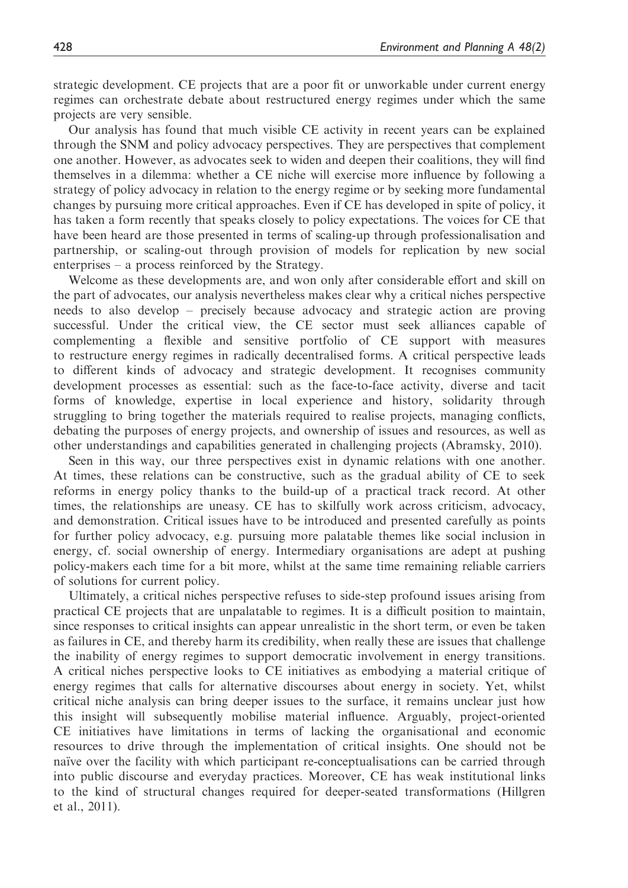strategic development. CE projects that are a poor fit or unworkable under current energy regimes can orchestrate debate about restructured energy regimes under which the same projects are very sensible.

Our analysis has found that much visible CE activity in recent years can be explained through the SNM and policy advocacy perspectives. They are perspectives that complement one another. However, as advocates seek to widen and deepen their coalitions, they will find themselves in a dilemma: whether a CE niche will exercise more influence by following a strategy of policy advocacy in relation to the energy regime or by seeking more fundamental changes by pursuing more critical approaches. Even if CE has developed in spite of policy, it has taken a form recently that speaks closely to policy expectations. The voices for CE that have been heard are those presented in terms of scaling-up through professionalisation and partnership, or scaling-out through provision of models for replication by new social enterprises – a process reinforced by the Strategy.

Welcome as these developments are, and won only after considerable effort and skill on the part of advocates, our analysis nevertheless makes clear why a critical niches perspective needs to also develop – precisely because advocacy and strategic action are proving successful. Under the critical view, the CE sector must seek alliances capable of complementing a flexible and sensitive portfolio of CE support with measures to restructure energy regimes in radically decentralised forms. A critical perspective leads to different kinds of advocacy and strategic development. It recognises community development processes as essential: such as the face-to-face activity, diverse and tacit forms of knowledge, expertise in local experience and history, solidarity through struggling to bring together the materials required to realise projects, managing conflicts, debating the purposes of energy projects, and ownership of issues and resources, as well as other understandings and capabilities generated in challenging projects (Abramsky, 2010).

Seen in this way, our three perspectives exist in dynamic relations with one another. At times, these relations can be constructive, such as the gradual ability of CE to seek reforms in energy policy thanks to the build-up of a practical track record. At other times, the relationships are uneasy. CE has to skilfully work across criticism, advocacy, and demonstration. Critical issues have to be introduced and presented carefully as points for further policy advocacy, e.g. pursuing more palatable themes like social inclusion in energy, cf. social ownership of energy. Intermediary organisations are adept at pushing policy-makers each time for a bit more, whilst at the same time remaining reliable carriers of solutions for current policy.

Ultimately, a critical niches perspective refuses to side-step profound issues arising from practical CE projects that are unpalatable to regimes. It is a difficult position to maintain, since responses to critical insights can appear unrealistic in the short term, or even be taken as failures in CE, and thereby harm its credibility, when really these are issues that challenge the inability of energy regimes to support democratic involvement in energy transitions. A critical niches perspective looks to CE initiatives as embodying a material critique of energy regimes that calls for alternative discourses about energy in society. Yet, whilst critical niche analysis can bring deeper issues to the surface, it remains unclear just how this insight will subsequently mobilise material influence. Arguably, project-oriented CE initiatives have limitations in terms of lacking the organisational and economic resources to drive through the implementation of critical insights. One should not be naïve over the facility with which participant re-conceptualisations can be carried through into public discourse and everyday practices. Moreover, CE has weak institutional links to the kind of structural changes required for deeper-seated transformations (Hillgren et al., 2011).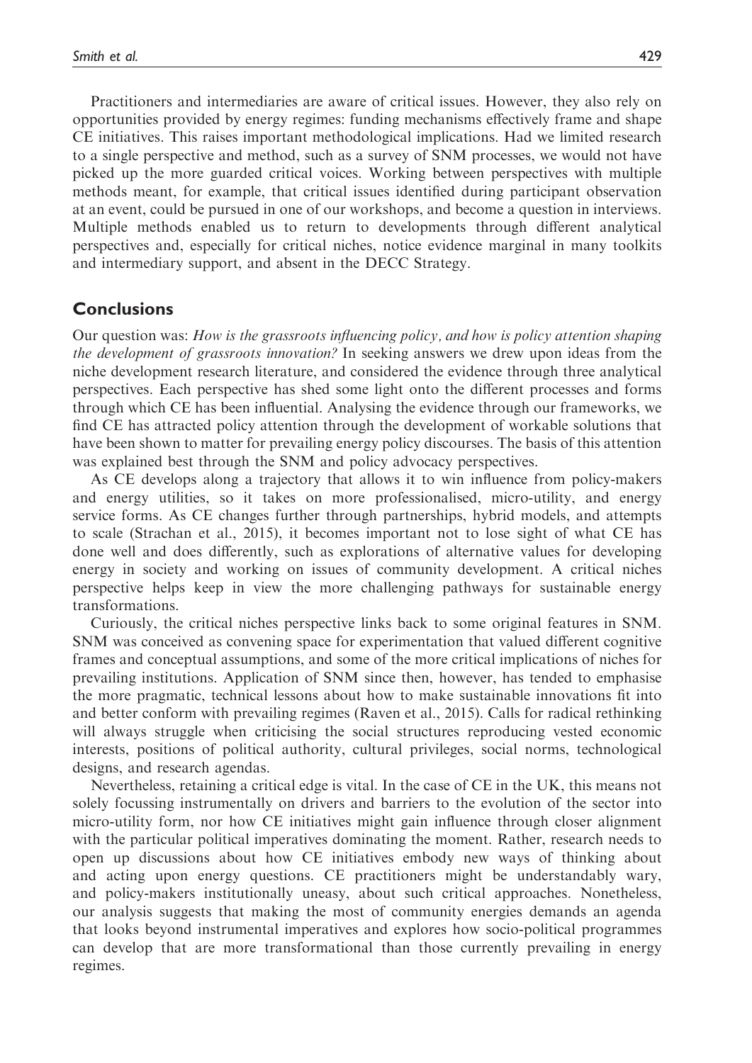Practitioners and intermediaries are aware of critical issues. However, they also rely on opportunities provided by energy regimes: funding mechanisms effectively frame and shape CE initiatives. This raises important methodological implications. Had we limited research to a single perspective and method, such as a survey of SNM processes, we would not have picked up the more guarded critical voices. Working between perspectives with multiple methods meant, for example, that critical issues identified during participant observation at an event, could be pursued in one of our workshops, and become a question in interviews. Multiple methods enabled us to return to developments through different analytical perspectives and, especially for critical niches, notice evidence marginal in many toolkits and intermediary support, and absent in the DECC Strategy.

## Conclusions

Our question was: *How is the grassroots influencing policy, and how is policy attention shaping the development of grassroots innovation?* In seeking answers we drew upon ideas from the niche development research literature, and considered the evidence through three analytical perspectives. Each perspective has shed some light onto the different processes and forms through which CE has been influential. Analysing the evidence through our frameworks, we find CE has attracted policy attention through the development of workable solutions that have been shown to matter for prevailing energy policy discourses. The basis of this attention was explained best through the SNM and policy advocacy perspectives.

As CE develops along a trajectory that allows it to win influence from policy-makers and energy utilities, so it takes on more professionalised, micro-utility, and energy service forms. As CE changes further through partnerships, hybrid models, and attempts to scale (Strachan et al., 2015), it becomes important not to lose sight of what CE has done well and does differently, such as explorations of alternative values for developing energy in society and working on issues of community development. A critical niches perspective helps keep in view the more challenging pathways for sustainable energy transformations.

Curiously, the critical niches perspective links back to some original features in SNM. SNM was conceived as convening space for experimentation that valued different cognitive frames and conceptual assumptions, and some of the more critical implications of niches for prevailing institutions. Application of SNM since then, however, has tended to emphasise the more pragmatic, technical lessons about how to make sustainable innovations fit into and better conform with prevailing regimes (Raven et al., 2015). Calls for radical rethinking will always struggle when criticising the social structures reproducing vested economic interests, positions of political authority, cultural privileges, social norms, technological designs, and research agendas.

Nevertheless, retaining a critical edge is vital. In the case of CE in the UK, this means not solely focussing instrumentally on drivers and barriers to the evolution of the sector into micro-utility form, nor how CE initiatives might gain influence through closer alignment with the particular political imperatives dominating the moment. Rather, research needs to open up discussions about how CE initiatives embody new ways of thinking about and acting upon energy questions. CE practitioners might be understandably wary, and policy-makers institutionally uneasy, about such critical approaches. Nonetheless, our analysis suggests that making the most of community energies demands an agenda that looks beyond instrumental imperatives and explores how socio-political programmes can develop that are more transformational than those currently prevailing in energy regimes.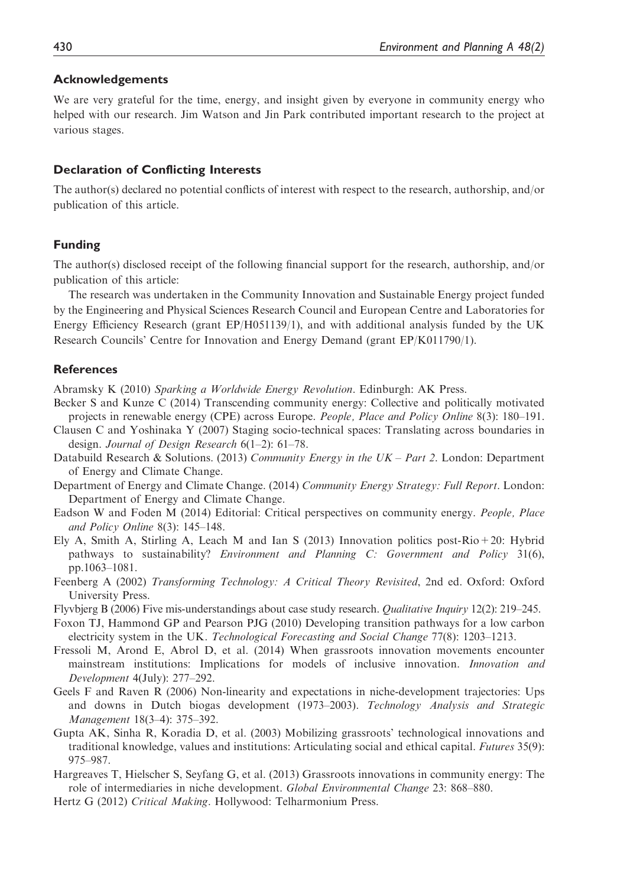## Acknowledgements

We are very grateful for the time, energy, and insight given by everyone in community energy who helped with our research. Jim Watson and Jin Park contributed important research to the project at various stages.

## Declaration of Conflicting Interests

The author(s) declared no potential conflicts of interest with respect to the research, authorship, and/or publication of this article.

## Funding

The author(s) disclosed receipt of the following financial support for the research, authorship, and/or publication of this article:

The research was undertaken in the Community Innovation and Sustainable Energy project funded by the Engineering and Physical Sciences Research Council and European Centre and Laboratories for Energy Efficiency Research (grant EP/H051139/1), and with additional analysis funded by the UK Research Councils' Centre for Innovation and Energy Demand (grant EP/K011790/1).

## References

Abramsky K (2010) *Sparking a Worldwide Energy Revolution*. Edinburgh: AK Press.

Becker S and Kunze C (2014) Transcending community energy: Collective and politically motivated projects in renewable energy (CPE) across Europe. *People, Place and Policy Online* 8(3): 180–191.

Clausen C and Yoshinaka Y (2007) Staging socio-technical spaces: Translating across boundaries in design. *Journal of Design Research* 6(1–2): 61–78.

Databuild Research & Solutions. (2013) *Community Energy in the UK – Part 2*. London: Department of Energy and Climate Change.

Department of Energy and Climate Change. (2014) *Community Energy Strategy: Full Report*. London: Department of Energy and Climate Change.

Eadson W and Foden M (2014) Editorial: Critical perspectives on community energy. *People, Place and Policy Online* 8(3): 145–148.

Ely A, Smith A, Stirling A, Leach M and Ian S (2013) Innovation politics post-Rio + 20: Hybrid pathways to sustainability? *Environment and Planning C: Government and Policy* 31(6), pp.1063–1081.

Feenberg A (2002) *Transforming Technology: A Critical Theory Revisited*, 2nd ed. Oxford: Oxford University Press.

Flyvbjerg B (2006) Five mis-understandings about case study research. *Qualitative Inquiry* 12(2): 219–245.

Foxon TJ, Hammond GP and Pearson PJG (2010) Developing transition pathways for a low carbon electricity system in the UK. *Technological Forecasting and Social Change* 77(8): 1203–1213.

Fressoli M, Arond E, Abrol D, et al. (2014) When grassroots innovation movements encounter mainstream institutions: Implications for models of inclusive innovation. *Innovation and Development* 4(July): 277–292.

Geels F and Raven R (2006) Non-linearity and expectations in niche-development trajectories: Ups and downs in Dutch biogas development (1973–2003). *Technology Analysis and Strategic Management* 18(3–4): 375–392.

Gupta AK, Sinha R, Koradia D, et al. (2003) Mobilizing grassroots' technological innovations and traditional knowledge, values and institutions: Articulating social and ethical capital. *Futures* 35(9): 975–987.

Hargreaves T, Hielscher S, Seyfang G, et al. (2013) Grassroots innovations in community energy: The role of intermediaries in niche development. *Global Environmental Change* 23: 868–880.

Hertz G (2012) *Critical Making*. Hollywood: Telharmonium Press.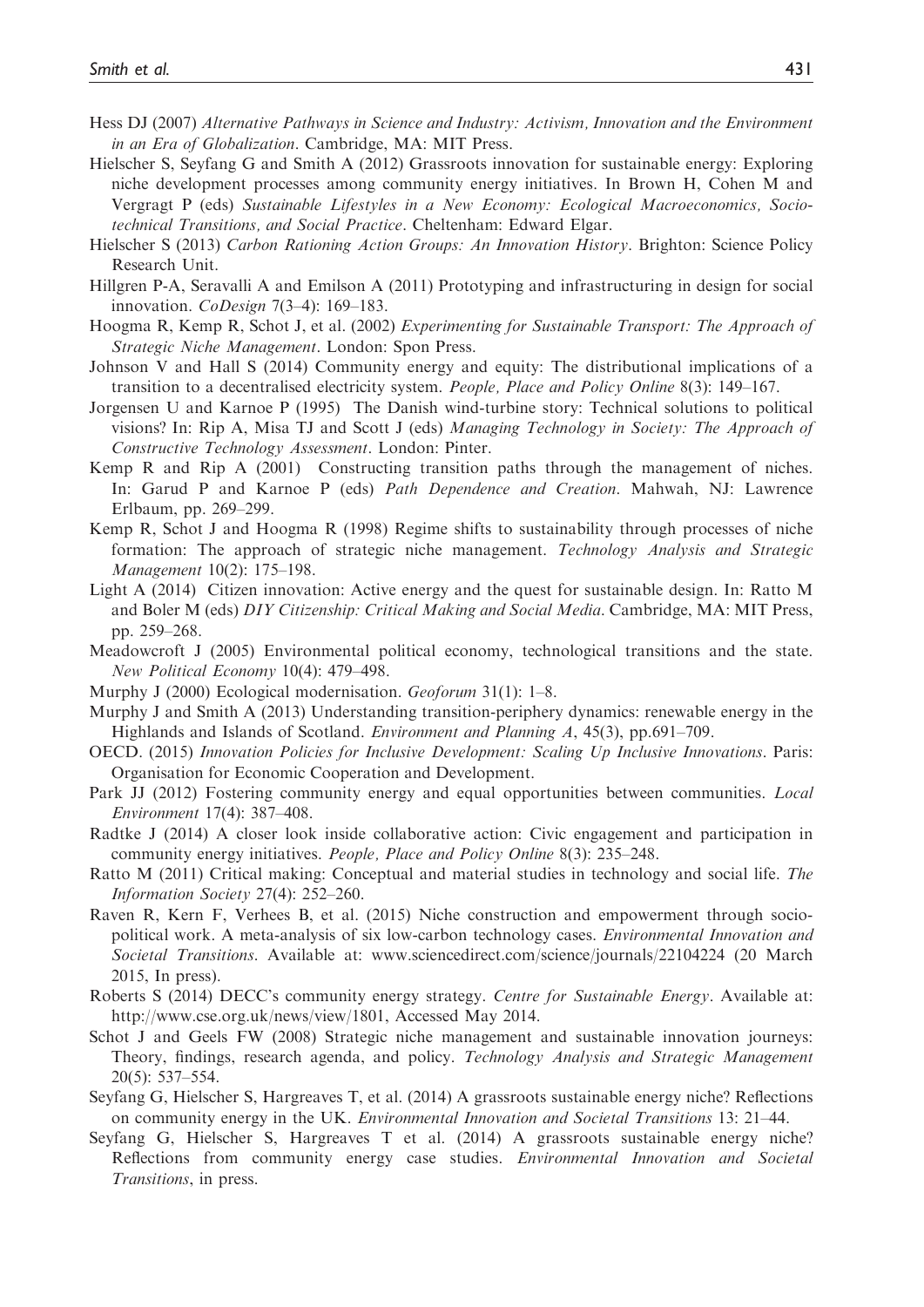Hess DJ (2007) *Alternative Pathways in Science and Industry: Activism, Innovation and the Environment in an Era of Globalization*. Cambridge, MA: MIT Press.

Hielscher S, Seyfang G and Smith A (2012) Grassroots innovation for sustainable energy: Exploring niche development processes among community energy initiatives. In Brown H, Cohen M and Vergragt P (eds) *Sustainable Lifestyles in a New Economy: Ecological Macroeconomics, Socio-technical Transitions, and Social Practice*. Cheltenham: Edward Elgar.

Hielscher S (2013) *Carbon Rationing Action Groups: An Innovation History*. Brighton: Science Policy Research Unit.

Hillgren P-A, Seravalli A and Emilson A (2011) Prototyping and infrastructuring in design for social innovation. *CoDesign* 7(3–4): 169–183.

Hoogma R, Kemp R, Schot J, et al. (2002) *Experimenting for Sustainable Transport: The Approach of Strategic Niche Management*. London: Spon Press.

Johnson V and Hall S (2014) Community energy and equity: The distributional implications of a transition to a decentralised electricity system. *People, Place and Policy Online* 8(3): 149–167.

Jorgensen U and Karnoe P (1995) The Danish wind-turbine story: Technical solutions to political visions? In: Rip A, Misa TJ and Scott J (eds) *Managing Technology in Society: The Approach of Constructive Technology Assessment*. London: Pinter.

Kemp R and Rip A (2001) Constructing transition paths through the management of niches. In: Garud P and Karnoe P (eds) *Path Dependence and Creation*. Mahwah, NJ: Lawrence Erlbaum, pp. 269–299.

Kemp R, Schot J and Hoogma R (1998) Regime shifts to sustainability through processes of niche formation: The approach of strategic niche management. *Technology Analysis and Strategic Management* 10(2): 175–198.

Light A (2014) Citizen innovation: Active energy and the quest for sustainable design. In: Ratto M and Boler M (eds) *DIY Citizenship: Critical Making and Social Media*. Cambridge, MA: MIT Press, pp. 259–268.

Meadowcroft J (2005) Environmental political economy, technological transitions and the state. *New Political Economy* 10(4): 479–498.

Murphy J (2000) Ecological modernisation. *Geoforum* 31(1): 1–8.

Murphy J and Smith A (2013) Understanding transition-periphery dynamics: renewable energy in the Highlands and Islands of Scotland. *Environment and Planning A*, 45(3), pp.691–709.

OECD. (2015) *Innovation Policies for Inclusive Development: Scaling Up Inclusive Innovations*. Paris: Organisation for Economic Cooperation and Development.

Park JJ (2012) Fostering community energy and equal opportunities between communities. *Local Environment* 17(4): 387–408.

Radtke J (2014) A closer look inside collaborative action: Civic engagement and participation in community energy initiatives. *People, Place and Policy Online* 8(3): 235–248.

Ratto M (2011) Critical making: Conceptual and material studies in technology and social life. *The Information Society* 27(4): 252–260.

Raven R, Kern F, Verhees B, et al. (2015) Niche construction and empowerment through socio-political work. A meta-analysis of six low-carbon technology cases. *Environmental Innovation and Societal Transitions*. Available at: www.sciencedirect.com/science/journals/22104224 (20 March 2015, In press).

Roberts S (2014) DECC's community energy strategy. *Centre for Sustainable Energy*. Available at: http://www.cse.org.uk/news/view/1801, Accessed May 2014.

Schot J and Geels FW (2008) Strategic niche management and sustainable innovation journeys: Theory, findings, research agenda, and policy. *Technology Analysis and Strategic Management* 20(5): 537–554.

Seyfang G, Hielscher S, Hargreaves T, et al. (2014) A grassroots sustainable energy niche? Reflections on community energy in the UK. *Environmental Innovation and Societal Transitions* 13: 21–44.

Seyfang G, Hielscher S, Hargreaves T et al. (2014) A grassroots sustainable energy niche? Reflections from community energy case studies. *Environmental Innovation and Societal Transitions*, in press.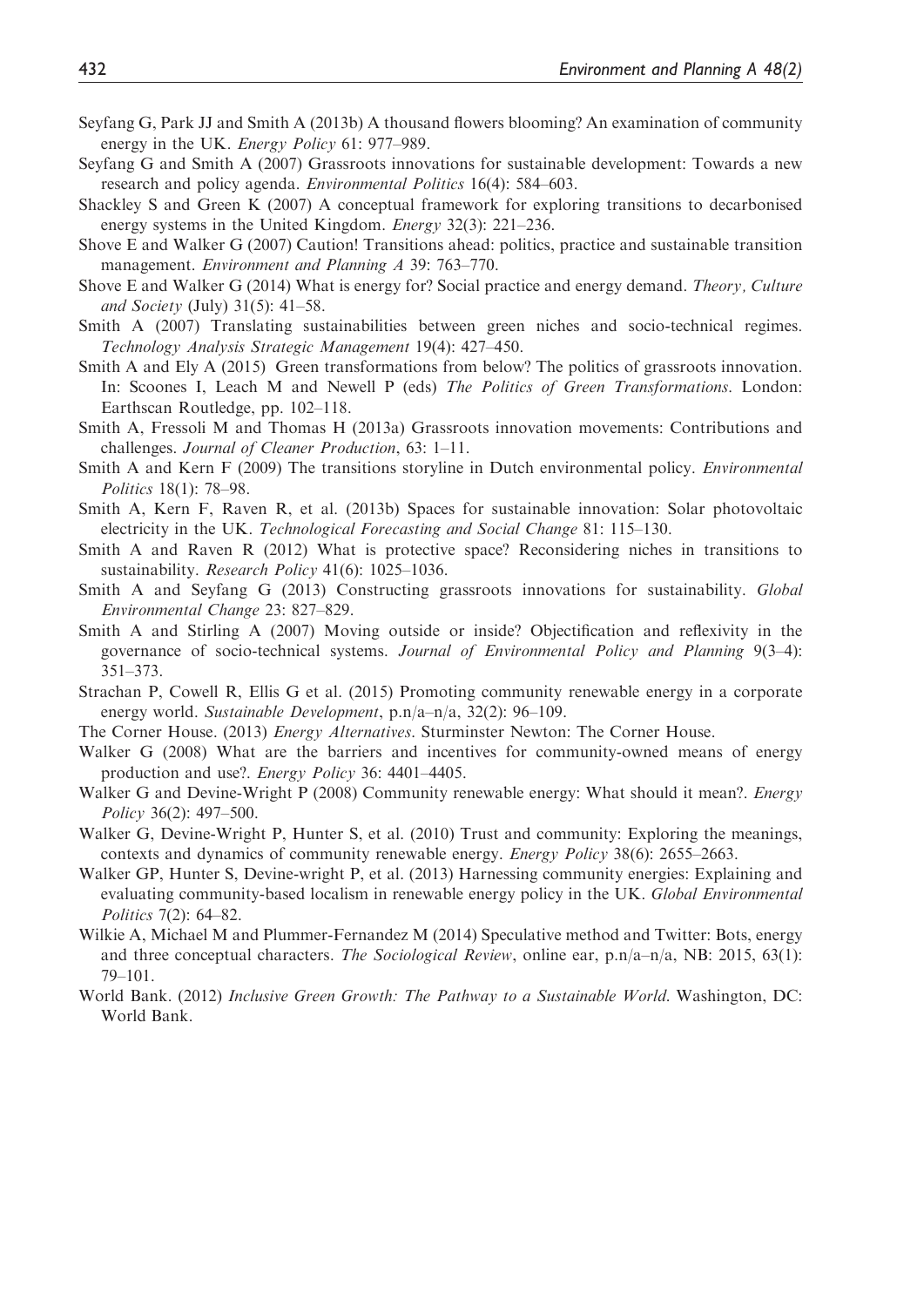Seyfang G, Park JJ and Smith A (2013b) A thousand flowers blooming? An examination of community energy in the UK. *Energy Policy* 61: 977–989.

Seyfang G and Smith A (2007) Grassroots innovations for sustainable development: Towards a new research and policy agenda. *Environmental Politics* 16(4): 584–603.

Shackley S and Green K (2007) A conceptual framework for exploring transitions to decarbonised energy systems in the United Kingdom. *Energy* 32(3): 221–236.

Shove E and Walker G (2007) Caution! Transitions ahead: politics, practice and sustainable transition management. *Environment and Planning A* 39: 763–770.

Shove E and Walker G (2014) What is energy for? Social practice and energy demand. *Theory, Culture and Society* (July) 31(5): 41–58.

Smith A (2007) Translating sustainabilities between green niches and socio-technical regimes. *Technology Analysis Strategic Management* 19(4): 427–450.

Smith A and Ely A (2015) Green transformations from below? The politics of grassroots innovation. In: Scoones I, Leach M and Newell P (eds) *The Politics of Green Transformations*. London: Earthscan Routledge, pp. 102–118.

Smith A, Fressoli M and Thomas H (2013a) Grassroots innovation movements: Contributions and challenges. *Journal of Cleaner Production*, 63: 1–11.

Smith A and Kern F (2009) The transitions storyline in Dutch environmental policy. *Environmental Politics* 18(1): 78–98.

Smith A, Kern F, Raven R, et al. (2013b) Spaces for sustainable innovation: Solar photovoltaic electricity in the UK. *Technological Forecasting and Social Change* 81: 115–130.

Smith A and Raven R (2012) What is protective space? Reconsidering niches in transitions to sustainability. *Research Policy* 41(6): 1025–1036.

Smith A and Seyfang G (2013) Constructing grassroots innovations for sustainability. *Global Environmental Change* 23: 827–829.

Smith A and Stirling A (2007) Moving outside or inside? Objectification and reflexivity in the governance of socio-technical systems. *Journal of Environmental Policy and Planning* 9(3–4): 351–373.

Strachan P, Cowell R, Ellis G et al. (2015) Promoting community renewable energy in a corporate energy world. *Sustainable Development*, p.n/a–n/a, 32(2): 96–109.

The Corner House. (2013) *Energy Alternatives*. Sturminster Newton: The Corner House.

Walker G (2008) What are the barriers and incentives for community-owned means of energy production and use?. *Energy Policy* 36: 4401–4405.

Walker G and Devine-Wright P (2008) Community renewable energy: What should it mean?. *Energy Policy* 36(2): 497–500.

Walker G, Devine-Wright P, Hunter S, et al. (2010) Trust and community: Exploring the meanings, contexts and dynamics of community renewable energy. *Energy Policy* 38(6): 2655–2663.

Walker GP, Hunter S, Devine-wright P, et al. (2013) Harnessing community energies: Explaining and evaluating community-based localism in renewable energy policy in the UK. *Global Environmental Politics* 7(2): 64–82.

Wilkie A, Michael M and Plummer-Fernandez M (2014) Speculative method and Twitter: Bots, energy and three conceptual characters. *The Sociological Review*, online ear, p.n/a–n/a, NB: 2015, 63(1): 79–101.

World Bank. (2012) *Inclusive Green Growth: The Pathway to a Sustainable World*. Washington, DC: World Bank.